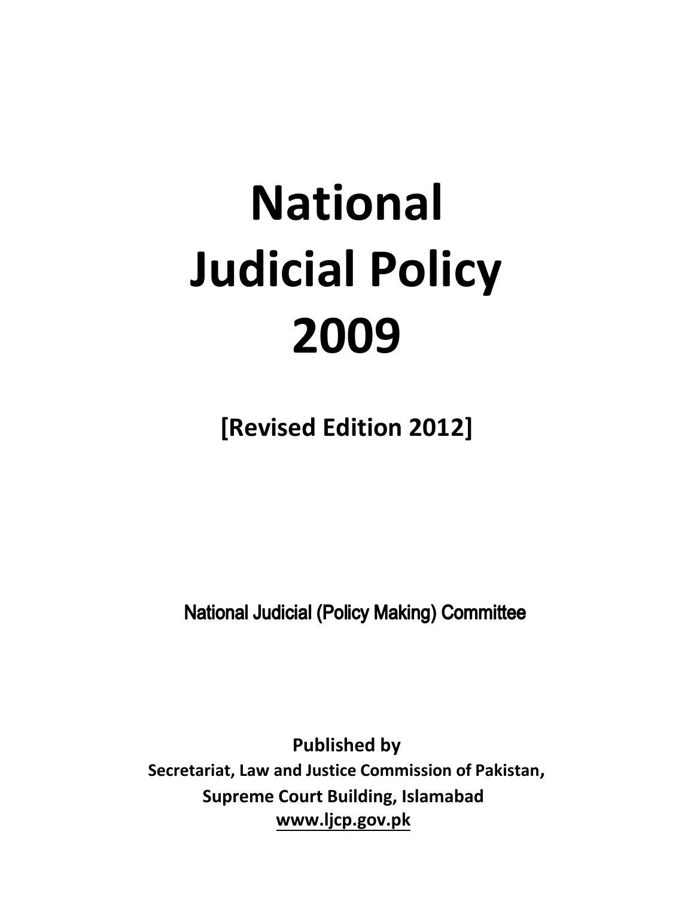# National Judicial Policy 2009

**[Revised Edition 2012]**

National Judicial (Policy Making) Committee

**Published by**

**Secretariat, Law and Justice Commission of Pakistan,**

**Supreme Court Building, Islamabad**

**www.ljcp.gov.pk**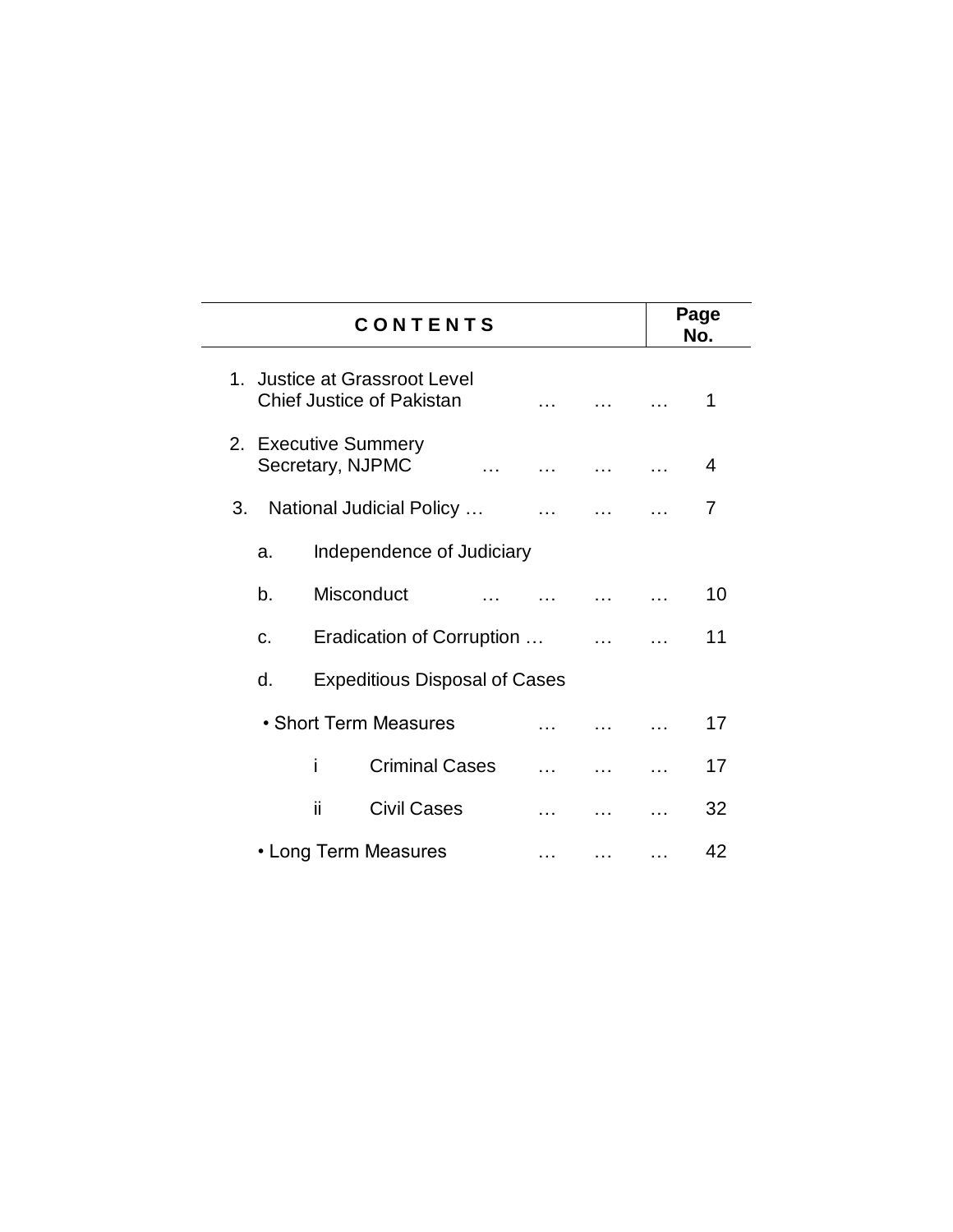| CONTENTS | Page No. |
| --- | --- |
| 1. Justice at Grassroot Level<br>Chief Justice of Pakistan … … … | 1 |
| 2. Executive Summery<br>Secretary, NJPMC … … … … | 4 |
| 3. National Judicial Policy … … … … | 7 |
| a. Independence of Judiciary | |
| b. Misconduct … … … … | 10 |
| c. Eradication of Corruption … … … | 11 |
| d. Expeditious Disposal of Cases | |
| • Short Term Measures … … … | 17 |
| i Criminal Cases … … … | 17 |
| ii Civil Cases … … … | 32 |
| • Long Term Measures … … … | 42 |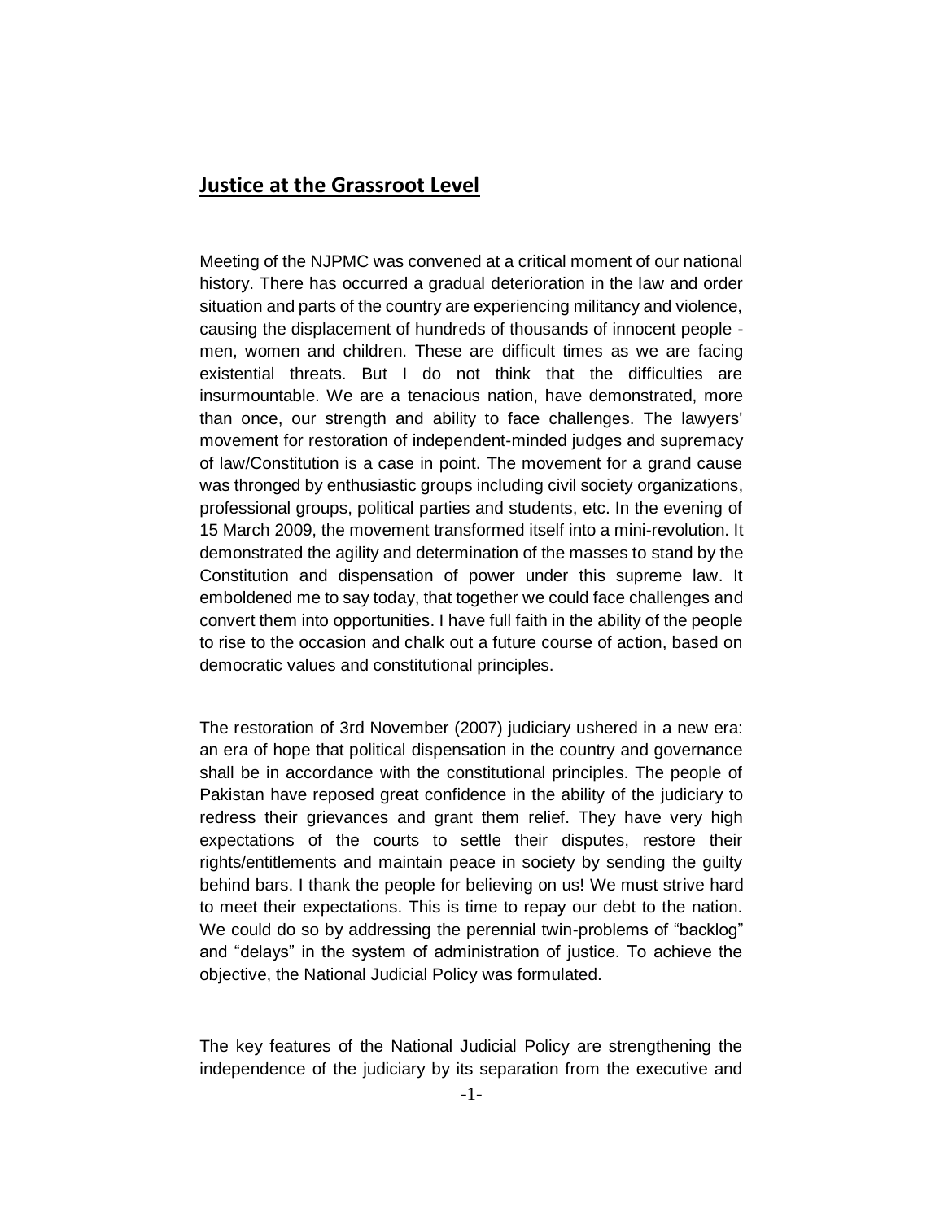## Justice at the Grassroot Level

Meeting of the NJPMC was convened at a critical moment of our national history. There has occurred a gradual deterioration in the law and order situation and parts of the country are experiencing militancy and violence, causing the displacement of hundreds of thousands of innocent people - men, women and children. These are difficult times as we are facing existential threats. But I do not think that the difficulties are insurmountable. We are a tenacious nation, have demonstrated, more than once, our strength and ability to face challenges. The lawyers' movement for restoration of independent-minded judges and supremacy of law/Constitution is a case in point. The movement for a grand cause was thronged by enthusiastic groups including civil society organizations, professional groups, political parties and students, etc. In the evening of 15 March 2009, the movement transformed itself into a mini-revolution. It demonstrated the agility and determination of the masses to stand by the Constitution and dispensation of power under this supreme law. It emboldened me to say today, that together we could face challenges and convert them into opportunities. I have full faith in the ability of the people to rise to the occasion and chalk out a future course of action, based on democratic values and constitutional principles.

The restoration of 3rd November (2007) judiciary ushered in a new era: an era of hope that political dispensation in the country and governance shall be in accordance with the constitutional principles. The people of Pakistan have reposed great confidence in the ability of the judiciary to redress their grievances and grant them relief. They have very high expectations of the courts to settle their disputes, restore their rights/entitlements and maintain peace in society by sending the guilty behind bars. I thank the people for believing on us! We must strive hard to meet their expectations. This is time to repay our debt to the nation. We could do so by addressing the perennial twin-problems of "backlog" and "delays" in the system of administration of justice. To achieve the objective, the National Judicial Policy was formulated.

The key features of the National Judicial Policy are strengthening the independence of the judiciary by its separation from the executive and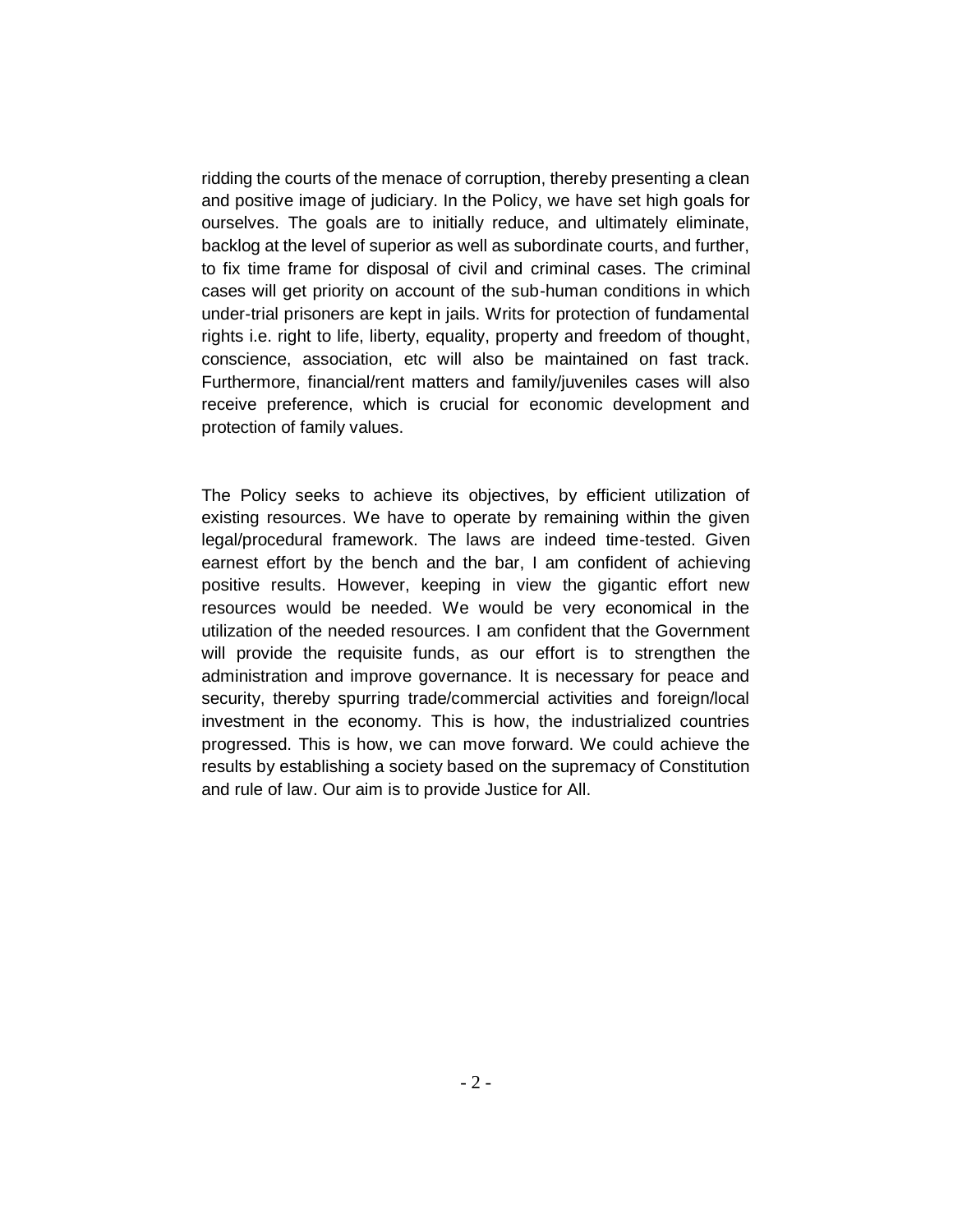ridding the courts of the menace of corruption, thereby presenting a clean and positive image of judiciary. In the Policy, we have set high goals for ourselves. The goals are to initially reduce, and ultimately eliminate, backlog at the level of superior as well as subordinate courts, and further, to fix time frame for disposal of civil and criminal cases. The criminal cases will get priority on account of the sub-human conditions in which under-trial prisoners are kept in jails. Writs for protection of fundamental rights i.e. right to life, liberty, equality, property and freedom of thought, conscience, association, etc will also be maintained on fast track. Furthermore, financial/rent matters and family/juveniles cases will also receive preference, which is crucial for economic development and protection of family values.

The Policy seeks to achieve its objectives, by efficient utilization of existing resources. We have to operate by remaining within the given legal/procedural framework. The laws are indeed time-tested. Given earnest effort by the bench and the bar, I am confident of achieving positive results. However, keeping in view the gigantic effort new resources would be needed. We would be very economical in the utilization of the needed resources. I am confident that the Government will provide the requisite funds, as our effort is to strengthen the administration and improve governance. It is necessary for peace and security, thereby spurring trade/commercial activities and foreign/local investment in the economy. This is how, the industrialized countries progressed. This is how, we can move forward. We could achieve the results by establishing a society based on the supremacy of Constitution and rule of law. Our aim is to provide Justice for All.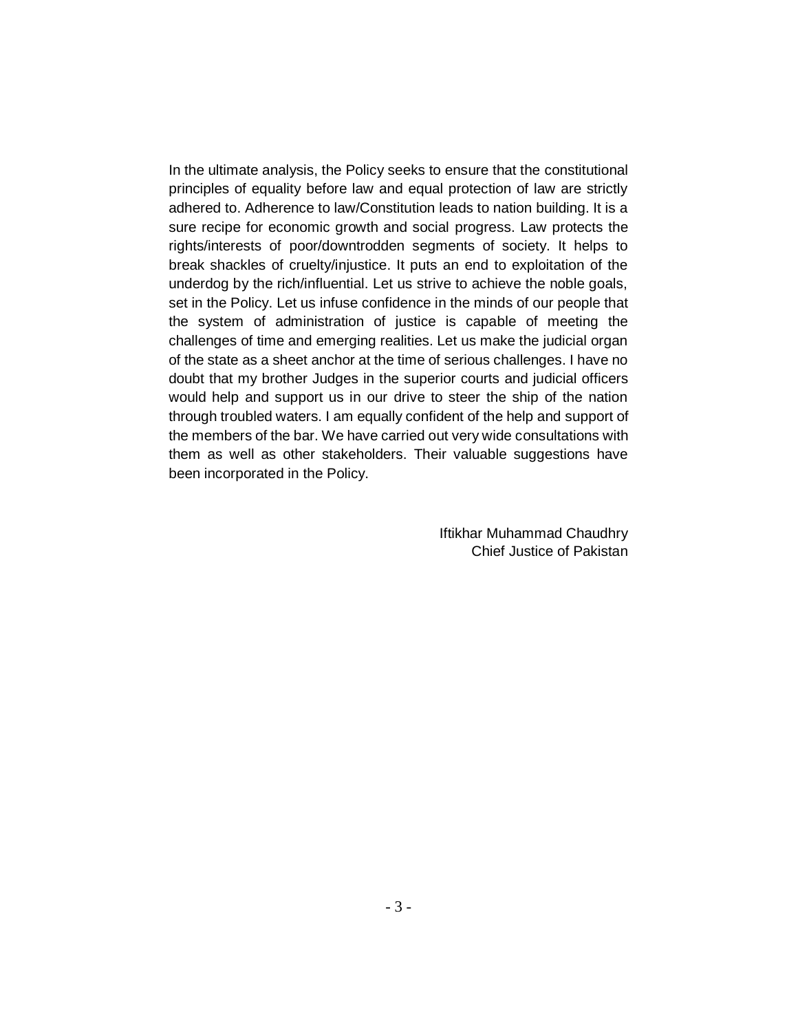In the ultimate analysis, the Policy seeks to ensure that the constitutional principles of equality before law and equal protection of law are strictly adhered to. Adherence to law/Constitution leads to nation building. It is a sure recipe for economic growth and social progress. Law protects the rights/interests of poor/downtrodden segments of society. It helps to break shackles of cruelty/injustice. It puts an end to exploitation of the underdog by the rich/influential. Let us strive to achieve the noble goals, set in the Policy. Let us infuse confidence in the minds of our people that the system of administration of justice is capable of meeting the challenges of time and emerging realities. Let us make the judicial organ of the state as a sheet anchor at the time of serious challenges. I have no doubt that my brother Judges in the superior courts and judicial officers would help and support us in our drive to steer the ship of the nation through troubled waters. I am equally confident of the help and support of the members of the bar. We have carried out very wide consultations with them as well as other stakeholders. Their valuable suggestions have been incorporated in the Policy.

Iftikhar Muhammad Chaudhry
Chief Justice of Pakistan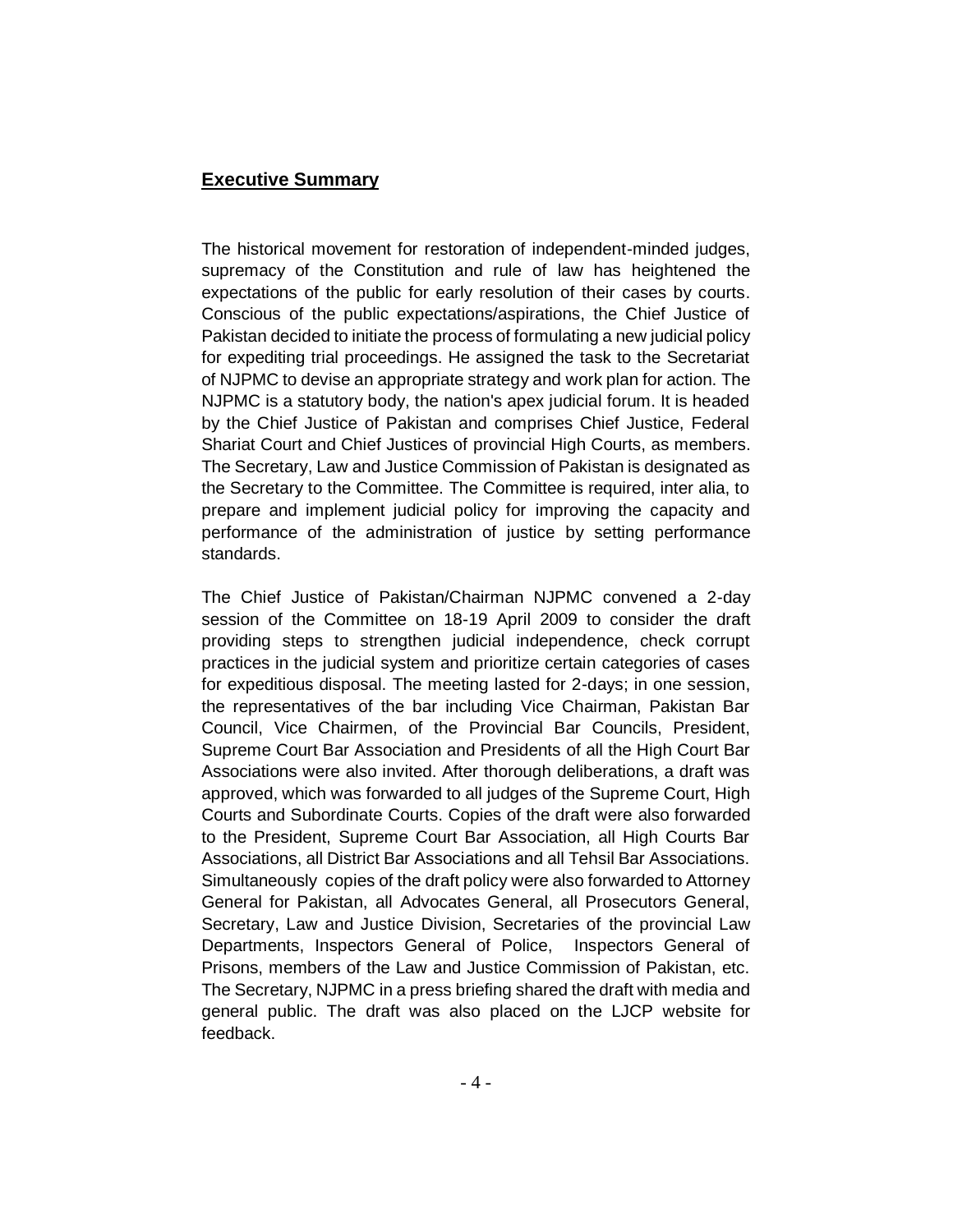## Executive Summary

The historical movement for restoration of independent-minded judges, supremacy of the Constitution and rule of law has heightened the expectations of the public for early resolution of their cases by courts. Conscious of the public expectations/aspirations, the Chief Justice of Pakistan decided to initiate the process of formulating a new judicial policy for expediting trial proceedings. He assigned the task to the Secretariat of NJPMC to devise an appropriate strategy and work plan for action. The NJPMC is a statutory body, the nation's apex judicial forum. It is headed by the Chief Justice of Pakistan and comprises Chief Justice, Federal Shariat Court and Chief Justices of provincial High Courts, as members. The Secretary, Law and Justice Commission of Pakistan is designated as the Secretary to the Committee. The Committee is required, inter alia, to prepare and implement judicial policy for improving the capacity and performance of the administration of justice by setting performance standards.

The Chief Justice of Pakistan/Chairman NJPMC convened a 2-day session of the Committee on 18-19 April 2009 to consider the draft providing steps to strengthen judicial independence, check corrupt practices in the judicial system and prioritize certain categories of cases for expeditious disposal. The meeting lasted for 2-days; in one session, the representatives of the bar including Vice Chairman, Pakistan Bar Council, Vice Chairmen, of the Provincial Bar Councils, President, Supreme Court Bar Association and Presidents of all the High Court Bar Associations were also invited. After thorough deliberations, a draft was approved, which was forwarded to all judges of the Supreme Court, High Courts and Subordinate Courts. Copies of the draft were also forwarded to the President, Supreme Court Bar Association, all High Courts Bar Associations, all District Bar Associations and all Tehsil Bar Associations. Simultaneously copies of the draft policy were also forwarded to Attorney General for Pakistan, all Advocates General, all Prosecutors General, Secretary, Law and Justice Division, Secretaries of the provincial Law Departments, Inspectors General of Police, Inspectors General of Prisons, members of the Law and Justice Commission of Pakistan, etc. The Secretary, NJPMC in a press briefing shared the draft with media and general public. The draft was also placed on the LJCP website for feedback.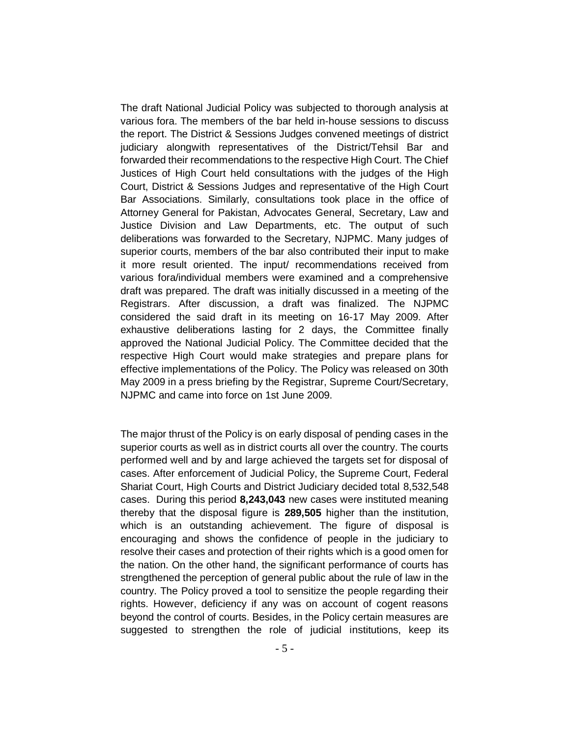The draft National Judicial Policy was subjected to thorough analysis at various fora. The members of the bar held in-house sessions to discuss the report. The District & Sessions Judges convened meetings of district judiciary alongwith representatives of the District/Tehsil Bar and forwarded their recommendations to the respective High Court. The Chief Justices of High Court held consultations with the judges of the High Court, District & Sessions Judges and representative of the High Court Bar Associations. Similarly, consultations took place in the office of Attorney General for Pakistan, Advocates General, Secretary, Law and Justice Division and Law Departments, etc. The output of such deliberations was forwarded to the Secretary, NJPMC. Many judges of superior courts, members of the bar also contributed their input to make it more result oriented. The input/ recommendations received from various fora/individual members were examined and a comprehensive draft was prepared. The draft was initially discussed in a meeting of the Registrars. After discussion, a draft was finalized. The NJPMC considered the said draft in its meeting on 16-17 May 2009. After exhaustive deliberations lasting for 2 days, the Committee finally approved the National Judicial Policy. The Committee decided that the respective High Court would make strategies and prepare plans for effective implementations of the Policy. The Policy was released on 30th May 2009 in a press briefing by the Registrar, Supreme Court/Secretary, NJPMC and came into force on 1st June 2009.

The major thrust of the Policy is on early disposal of pending cases in the superior courts as well as in district courts all over the country. The courts performed well and by and large achieved the targets set for disposal of cases. After enforcement of Judicial Policy, the Supreme Court, Federal Shariat Court, High Courts and District Judiciary decided total 8,532,548 cases. During this period **8,243,043** new cases were instituted meaning thereby that the disposal figure is **289,505** higher than the institution, which is an outstanding achievement. The figure of disposal is encouraging and shows the confidence of people in the judiciary to resolve their cases and protection of their rights which is a good omen for the nation. On the other hand, the significant performance of courts has strengthened the perception of general public about the rule of law in the country. The Policy proved a tool to sensitize the people regarding their rights. However, deficiency if any was on account of cogent reasons beyond the control of courts. Besides, in the Policy certain measures are suggested to strengthen the role of judicial institutions, keep its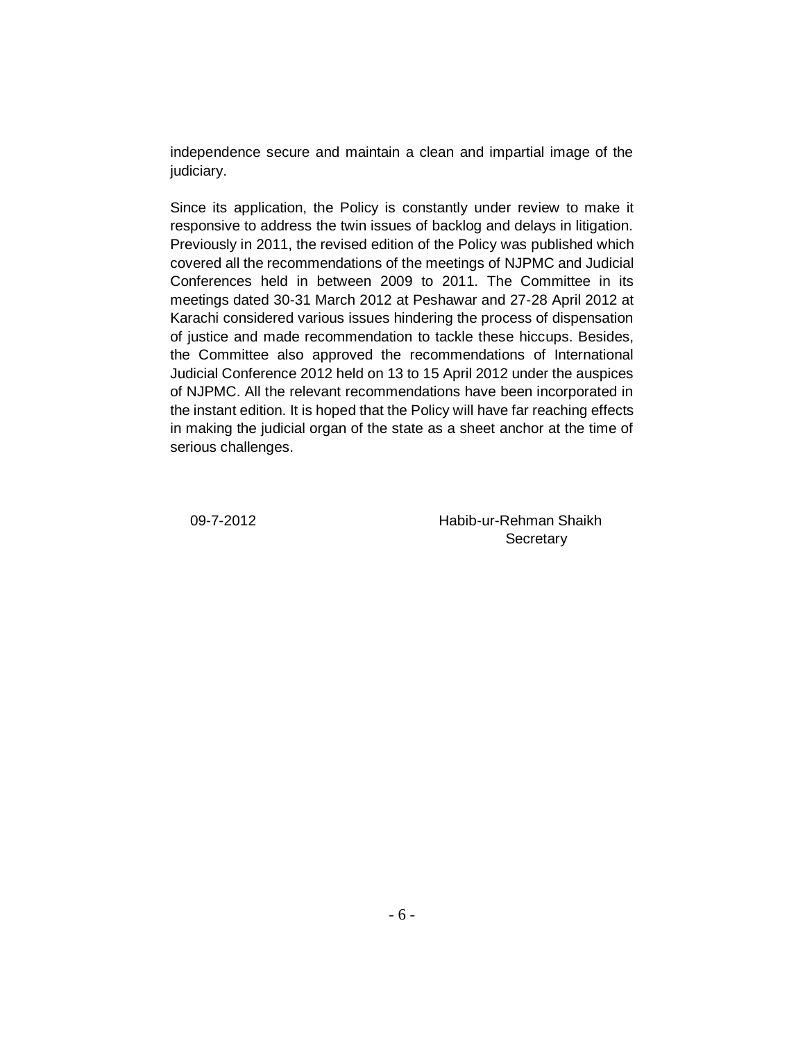independence secure and maintain a clean and impartial image of the judiciary.

Since its application, the Policy is constantly under review to make it responsive to address the twin issues of backlog and delays in litigation. Previously in 2011, the revised edition of the Policy was published which covered all the recommendations of the meetings of NJPMC and Judicial Conferences held in between 2009 to 2011. The Committee in its meetings dated 30-31 March 2012 at Peshawar and 27-28 April 2012 at Karachi considered various issues hindering the process of dispensation of justice and made recommendation to tackle these hiccups. Besides, the Committee also approved the recommendations of International Judicial Conference 2012 held on 13 to 15 April 2012 under the auspices of NJPMC. All the relevant recommendations have been incorporated in the instant edition. It is hoped that the Policy will have far reaching effects in making the judicial organ of the state as a sheet anchor at the time of serious challenges.

09-7-2012

Habib-ur-Rehman Shaikh
Secretary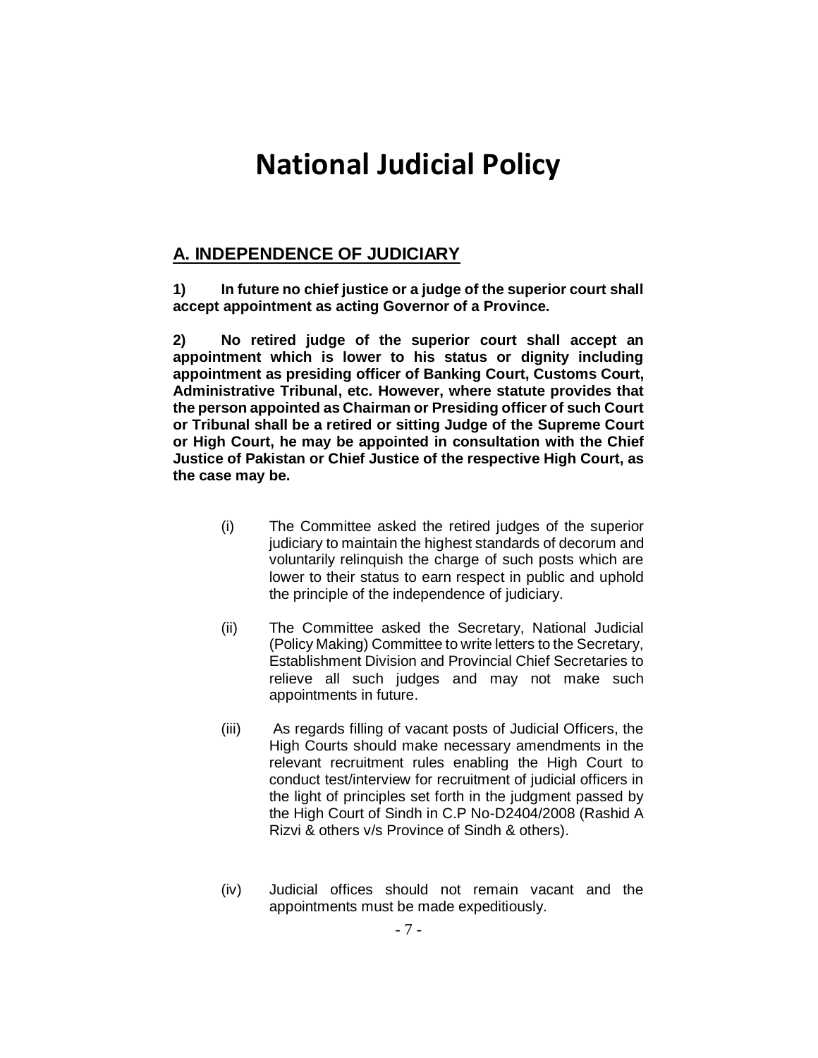# National Judicial Policy

## A. INDEPENDENCE OF JUDICIARY

**1) In future no chief justice or a judge of the superior court shall accept appointment as acting Governor of a Province.**

**2) No retired judge of the superior court shall accept an appointment which is lower to his status or dignity including appointment as presiding officer of Banking Court, Customs Court, Administrative Tribunal, etc. However, where statute provides that the person appointed as Chairman or Presiding officer of such Court or Tribunal shall be a retired or sitting Judge of the Supreme Court or High Court, he may be appointed in consultation with the Chief Justice of Pakistan or Chief Justice of the respective High Court, as the case may be.**

(i) The Committee asked the retired judges of the superior judiciary to maintain the highest standards of decorum and voluntarily relinquish the charge of such posts which are lower to their status to earn respect in public and uphold the principle of the independence of judiciary.

(ii) The Committee asked the Secretary, National Judicial (Policy Making) Committee to write letters to the Secretary, Establishment Division and Provincial Chief Secretaries to relieve all such judges and may not make such appointments in future.

(iii) As regards filling of vacant posts of Judicial Officers, the High Courts should make necessary amendments in the relevant recruitment rules enabling the High Court to conduct test/interview for recruitment of judicial officers in the light of principles set forth in the judgment passed by the High Court of Sindh in C.P No-D2404/2008 (Rashid A Rizvi & others v/s Province of Sindh & others).

(iv) Judicial offices should not remain vacant and the appointments must be made expeditiously.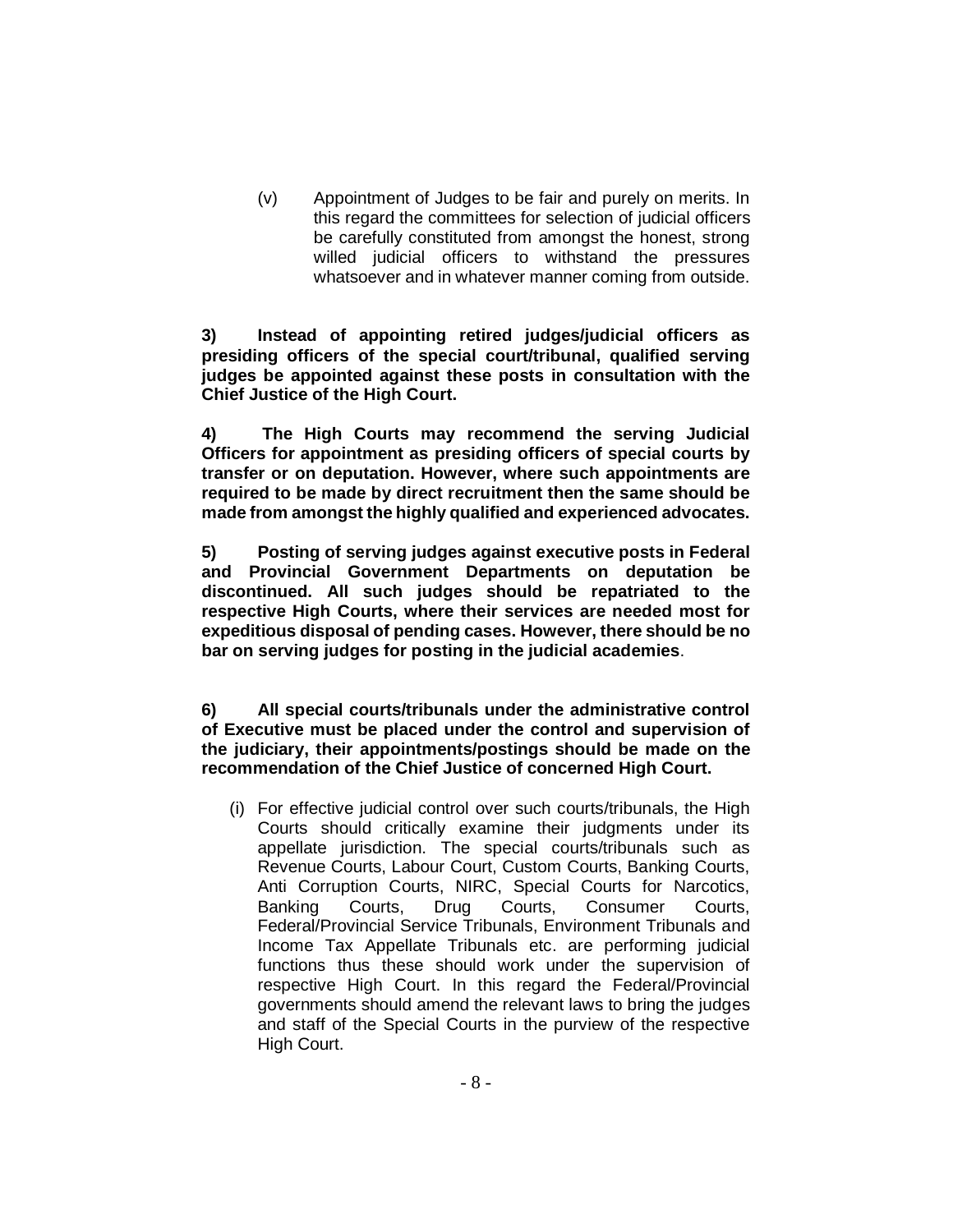(v) Appointment of Judges to be fair and purely on merits. In this regard the committees for selection of judicial officers be carefully constituted from amongst the honest, strong willed judicial officers to withstand the pressures whatsoever and in whatever manner coming from outside.

**3) Instead of appointing retired judges/judicial officers as presiding officers of the special court/tribunal, qualified serving judges be appointed against these posts in consultation with the Chief Justice of the High Court.**

**4) The High Courts may recommend the serving Judicial Officers for appointment as presiding officers of special courts by transfer or on deputation. However, where such appointments are required to be made by direct recruitment then the same should be made from amongst the highly qualified and experienced advocates.**

**5) Posting of serving judges against executive posts in Federal and Provincial Government Departments on deputation be discontinued. All such judges should be repatriated to the respective High Courts, where their services are needed most for expeditious disposal of pending cases. However, there should be no bar on serving judges for posting in the judicial academies**.

**6) All special courts/tribunals under the administrative control of Executive must be placed under the control and supervision of the judiciary, their appointments/postings should be made on the recommendation of the Chief Justice of concerned High Court.**

(i) For effective judicial control over such courts/tribunals, the High Courts should critically examine their judgments under its appellate jurisdiction. The special courts/tribunals such as Revenue Courts, Labour Court, Custom Courts, Banking Courts, Anti Corruption Courts, NIRC, Special Courts for Narcotics, Banking Courts, Drug Courts, Consumer Courts, Federal/Provincial Service Tribunals, Environment Tribunals and Income Tax Appellate Tribunals etc. are performing judicial functions thus these should work under the supervision of respective High Court. In this regard the Federal/Provincial governments should amend the relevant laws to bring the judges and staff of the Special Courts in the purview of the respective High Court.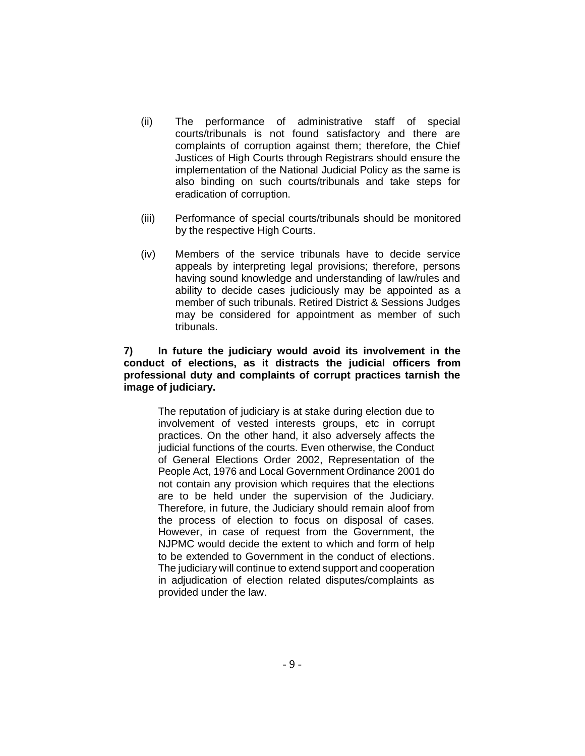(ii) The performance of administrative staff of special courts/tribunals is not found satisfactory and there are complaints of corruption against them; therefore, the Chief Justices of High Courts through Registrars should ensure the implementation of the National Judicial Policy as the same is also binding on such courts/tribunals and take steps for eradication of corruption.

(iii) Performance of special courts/tribunals should be monitored by the respective High Courts.

(iv) Members of the service tribunals have to decide service appeals by interpreting legal provisions; therefore, persons having sound knowledge and understanding of law/rules and ability to decide cases judiciously may be appointed as a member of such tribunals. Retired District & Sessions Judges may be considered for appointment as member of such tribunals.

**7) In future the judiciary would avoid its involvement in the conduct of elections, as it distracts the judicial officers from professional duty and complaints of corrupt practices tarnish the image of judiciary.**

The reputation of judiciary is at stake during election due to involvement of vested interests groups, etc in corrupt practices. On the other hand, it also adversely affects the judicial functions of the courts. Even otherwise, the Conduct of General Elections Order 2002, Representation of the People Act, 1976 and Local Government Ordinance 2001 do not contain any provision which requires that the elections are to be held under the supervision of the Judiciary. Therefore, in future, the Judiciary should remain aloof from the process of election to focus on disposal of cases. However, in case of request from the Government, the NJPMC would decide the extent to which and form of help to be extended to Government in the conduct of elections. The judiciary will continue to extend support and cooperation in adjudication of election related disputes/complaints as provided under the law.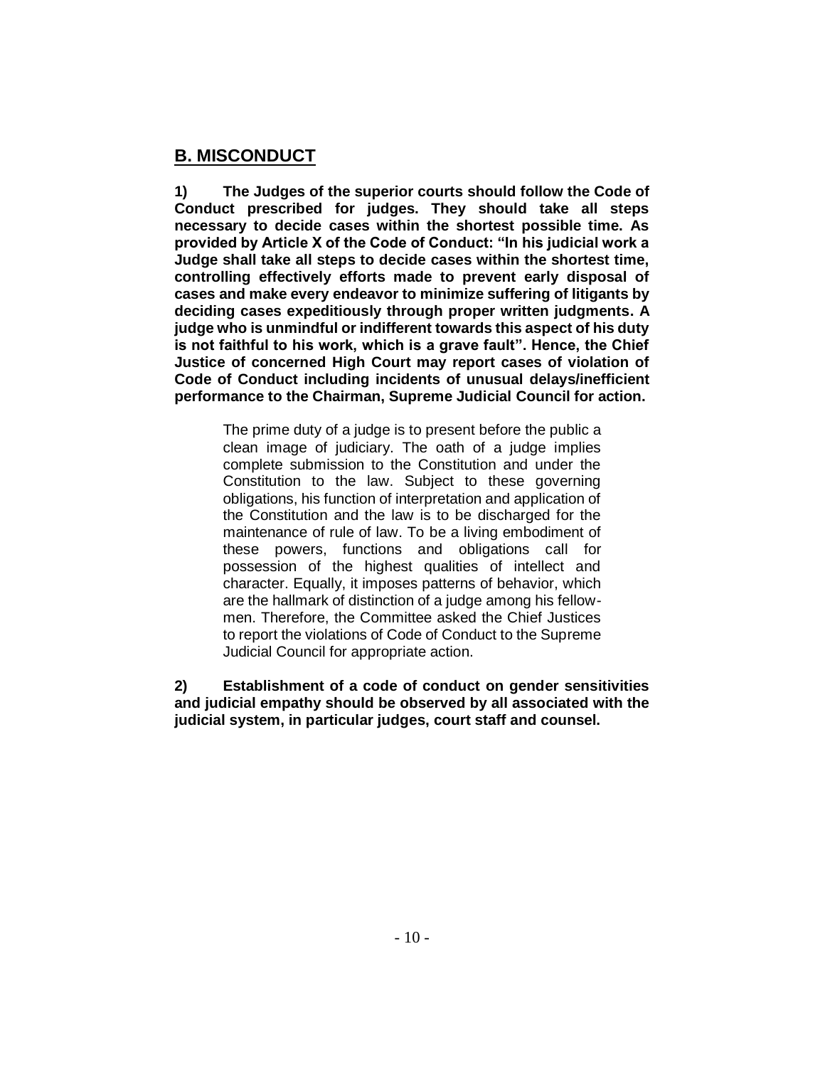## B. MISCONDUCT

**1) The Judges of the superior courts should follow the Code of Conduct prescribed for judges. They should take all steps necessary to decide cases within the shortest possible time. As provided by Article X of the Code of Conduct: "In his judicial work a Judge shall take all steps to decide cases within the shortest time, controlling effectively efforts made to prevent early disposal of cases and make every endeavor to minimize suffering of litigants by deciding cases expeditiously through proper written judgments. A judge who is unmindful or indifferent towards this aspect of his duty is not faithful to his work, which is a grave fault". Hence, the Chief Justice of concerned High Court may report cases of violation of Code of Conduct including incidents of unusual delays/inefficient performance to the Chairman, Supreme Judicial Council for action.**

> The prime duty of a judge is to present before the public a clean image of judiciary. The oath of a judge implies complete submission to the Constitution and under the Constitution to the law. Subject to these governing obligations, his function of interpretation and application of the Constitution and the law is to be discharged for the maintenance of rule of law. To be a living embodiment of these powers, functions and obligations call for possession of the highest qualities of intellect and character. Equally, it imposes patterns of behavior, which are the hallmark of distinction of a judge among his fellow-men. Therefore, the Committee asked the Chief Justices to report the violations of Code of Conduct to the Supreme Judicial Council for appropriate action.

**2) Establishment of a code of conduct on gender sensitivities and judicial empathy should be observed by all associated with the judicial system, in particular judges, court staff and counsel.**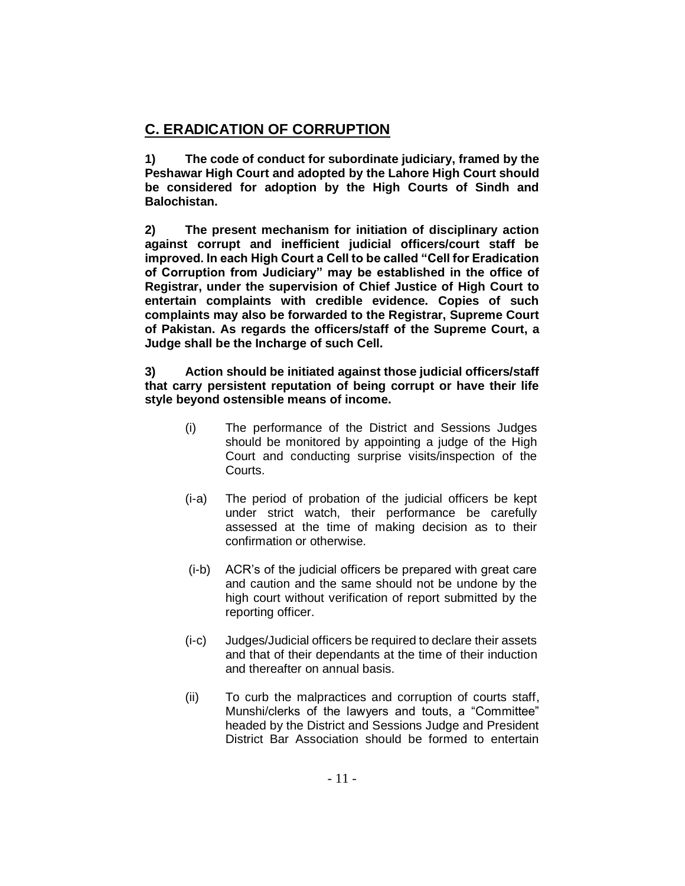## C. ERADICATION OF CORRUPTION

**1) The code of conduct for subordinate judiciary, framed by the Peshawar High Court and adopted by the Lahore High Court should be considered for adoption by the High Courts of Sindh and Balochistan.**

**2) The present mechanism for initiation of disciplinary action against corrupt and inefficient judicial officers/court staff be improved. In each High Court a Cell to be called "Cell for Eradication of Corruption from Judiciary" may be established in the office of Registrar, under the supervision of Chief Justice of High Court to entertain complaints with credible evidence. Copies of such complaints may also be forwarded to the Registrar, Supreme Court of Pakistan. As regards the officers/staff of the Supreme Court, a Judge shall be the Incharge of such Cell.**

**3) Action should be initiated against those judicial officers/staff that carry persistent reputation of being corrupt or have their life style beyond ostensible means of income.**

(i) The performance of the District and Sessions Judges should be monitored by appointing a judge of the High Court and conducting surprise visits/inspection of the Courts.

(i-a) The period of probation of the judicial officers be kept under strict watch, their performance be carefully assessed at the time of making decision as to their confirmation or otherwise.

(i-b) ACR's of the judicial officers be prepared with great care and caution and the same should not be undone by the high court without verification of report submitted by the reporting officer.

(i-c) Judges/Judicial officers be required to declare their assets and that of their dependants at the time of their induction and thereafter on annual basis.

(ii) To curb the malpractices and corruption of courts staff, Munshi/clerks of the lawyers and touts, a "Committee" headed by the District and Sessions Judge and President District Bar Association should be formed to entertain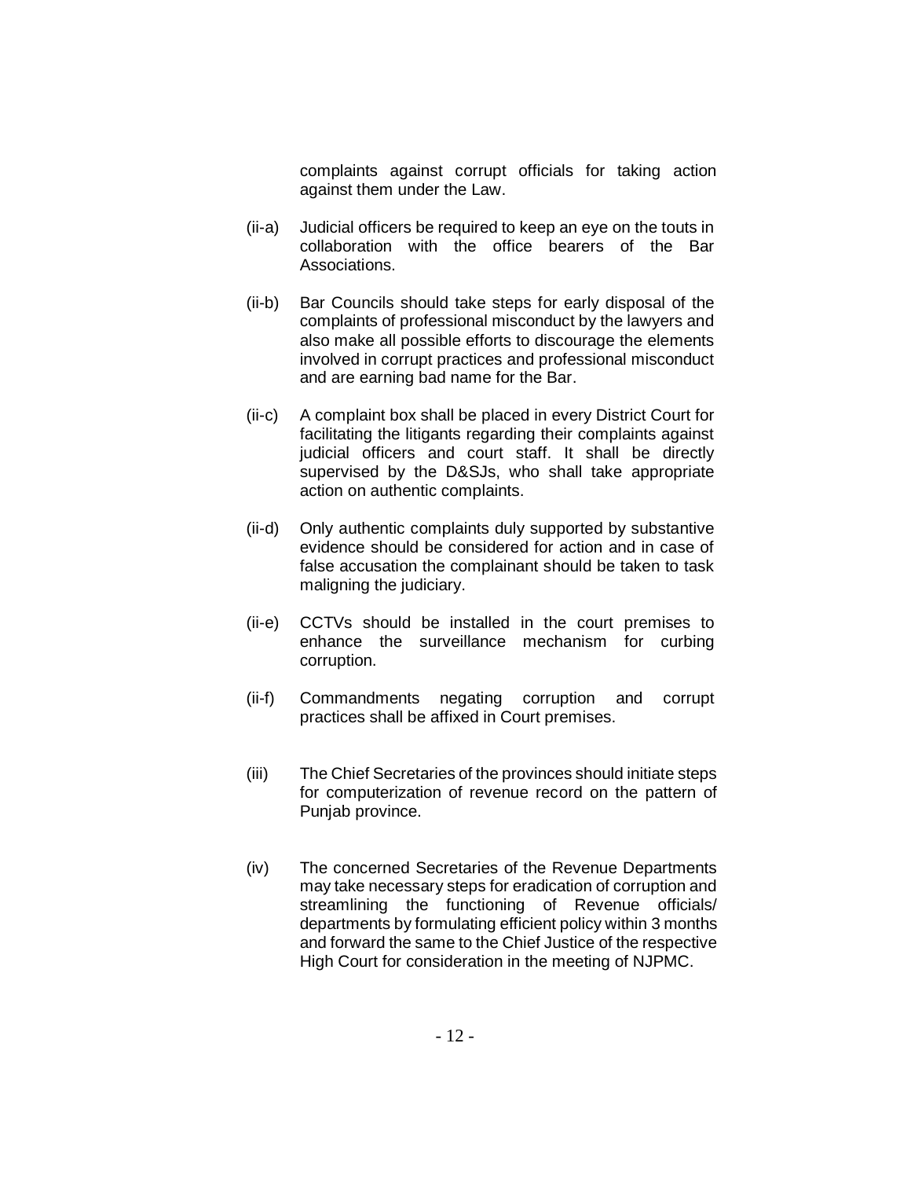complaints against corrupt officials for taking action against them under the Law.

(ii-a) Judicial officers be required to keep an eye on the touts in collaboration with the office bearers of the Bar Associations.

(ii-b) Bar Councils should take steps for early disposal of the complaints of professional misconduct by the lawyers and also make all possible efforts to discourage the elements involved in corrupt practices and professional misconduct and are earning bad name for the Bar.

(ii-c) A complaint box shall be placed in every District Court for facilitating the litigants regarding their complaints against judicial officers and court staff. It shall be directly supervised by the D&SJs, who shall take appropriate action on authentic complaints.

(ii-d) Only authentic complaints duly supported by substantive evidence should be considered for action and in case of false accusation the complainant should be taken to task maligning the judiciary.

(ii-e) CCTVs should be installed in the court premises to enhance the surveillance mechanism for curbing corruption.

(ii-f) Commandments negating corruption and corrupt practices shall be affixed in Court premises.

(iii) The Chief Secretaries of the provinces should initiate steps for computerization of revenue record on the pattern of Punjab province.

(iv) The concerned Secretaries of the Revenue Departments may take necessary steps for eradication of corruption and streamlining the functioning of Revenue officials/ departments by formulating efficient policy within 3 months and forward the same to the Chief Justice of the respective High Court for consideration in the meeting of NJPMC.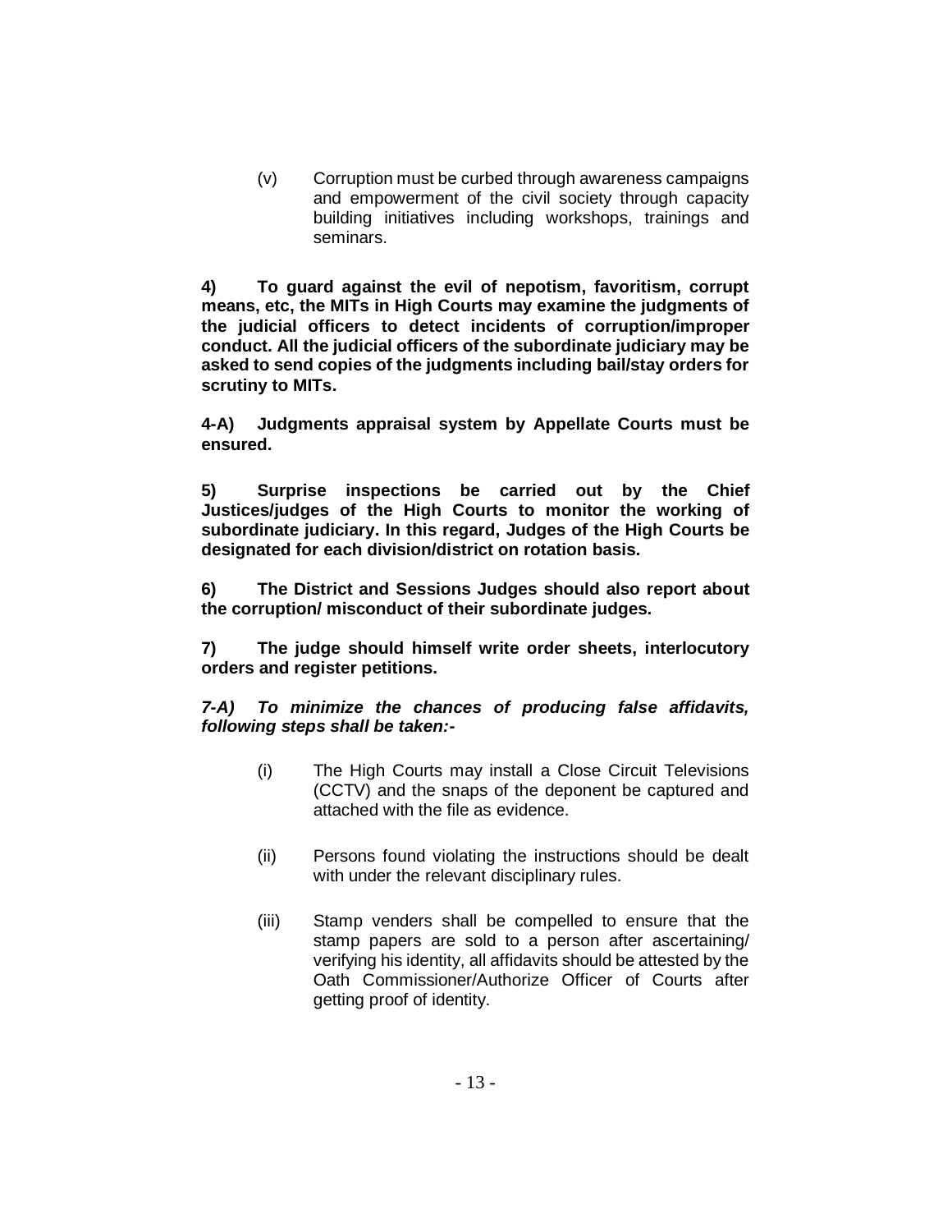(v) Corruption must be curbed through awareness campaigns and empowerment of the civil society through capacity building initiatives including workshops, trainings and seminars.

**4) To guard against the evil of nepotism, favoritism, corrupt means, etc, the MITs in High Courts may examine the judgments of the judicial officers to detect incidents of corruption/improper conduct. All the judicial officers of the subordinate judiciary may be asked to send copies of the judgments including bail/stay orders for scrutiny to MITs.**

**4-A) Judgments appraisal system by Appellate Courts must be ensured.**

**5) Surprise inspections be carried out by the Chief Justices/judges of the High Courts to monitor the working of subordinate judiciary. In this regard, Judges of the High Courts be designated for each division/district on rotation basis.**

**6) The District and Sessions Judges should also report about the corruption/ misconduct of their subordinate judges.**

**7) The judge should himself write order sheets, interlocutory orders and register petitions.**

***7-A) To minimize the chances of producing false affidavits, following steps shall be taken:-***

(i) The High Courts may install a Close Circuit Televisions (CCTV) and the snaps of the deponent be captured and attached with the file as evidence.

(ii) Persons found violating the instructions should be dealt with under the relevant disciplinary rules.

(iii) Stamp venders shall be compelled to ensure that the stamp papers are sold to a person after ascertaining/ verifying his identity, all affidavits should be attested by the Oath Commissioner/Authorize Officer of Courts after getting proof of identity.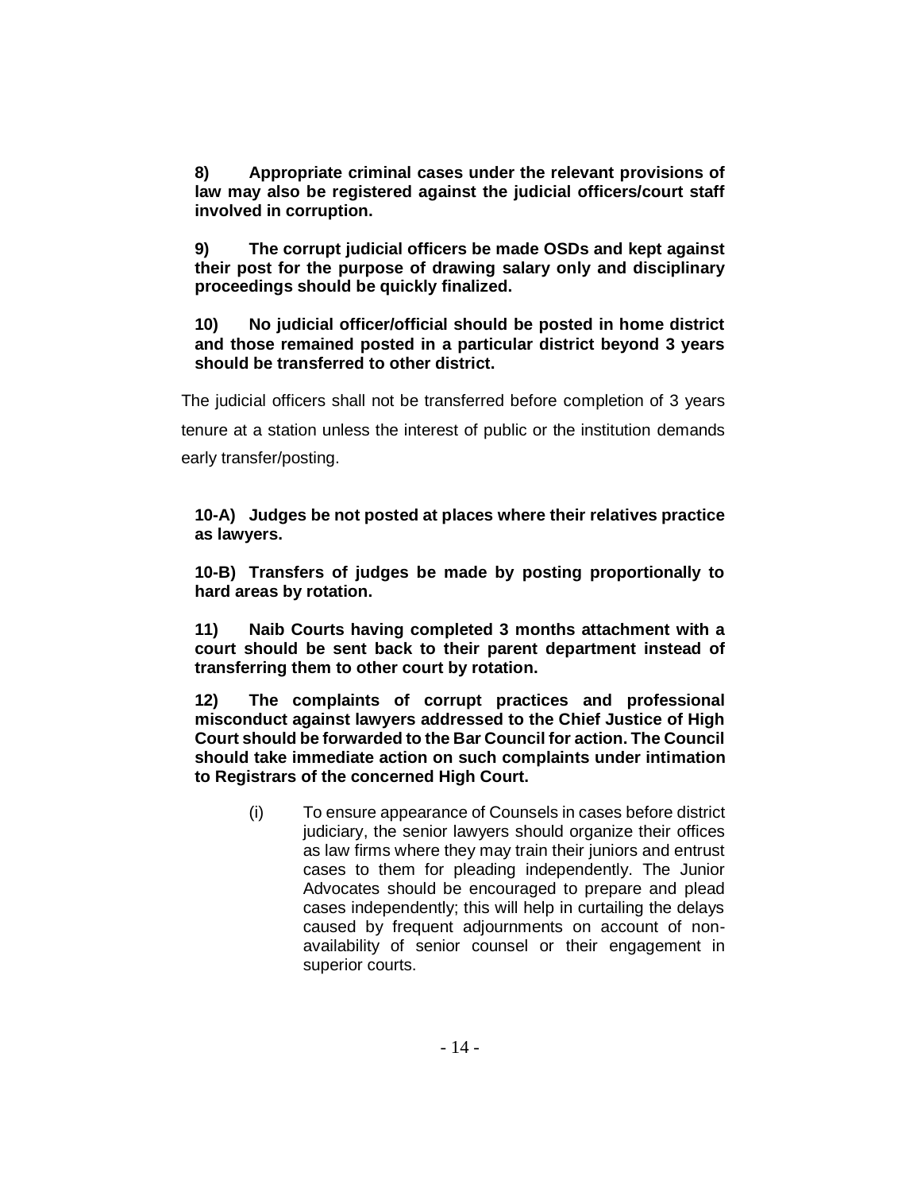**8) Appropriate criminal cases under the relevant provisions of law may also be registered against the judicial officers/court staff involved in corruption.**

**9) The corrupt judicial officers be made OSDs and kept against their post for the purpose of drawing salary only and disciplinary proceedings should be quickly finalized.**

**10) No judicial officer/official should be posted in home district and those remained posted in a particular district beyond 3 years should be transferred to other district.**

The judicial officers shall not be transferred before completion of 3 years tenure at a station unless the interest of public or the institution demands early transfer/posting.

**10-A) Judges be not posted at places where their relatives practice as lawyers.**

**10-B) Transfers of judges be made by posting proportionally to hard areas by rotation.**

**11) Naib Courts having completed 3 months attachment with a court should be sent back to their parent department instead of transferring them to other court by rotation.**

**12) The complaints of corrupt practices and professional misconduct against lawyers addressed to the Chief Justice of High Court should be forwarded to the Bar Council for action. The Council should take immediate action on such complaints under intimation to Registrars of the concerned High Court.**

(i) To ensure appearance of Counsels in cases before district judiciary, the senior lawyers should organize their offices as law firms where they may train their juniors and entrust cases to them for pleading independently. The Junior Advocates should be encouraged to prepare and plead cases independently; this will help in curtailing the delays caused by frequent adjournments on account of non-availability of senior counsel or their engagement in superior courts.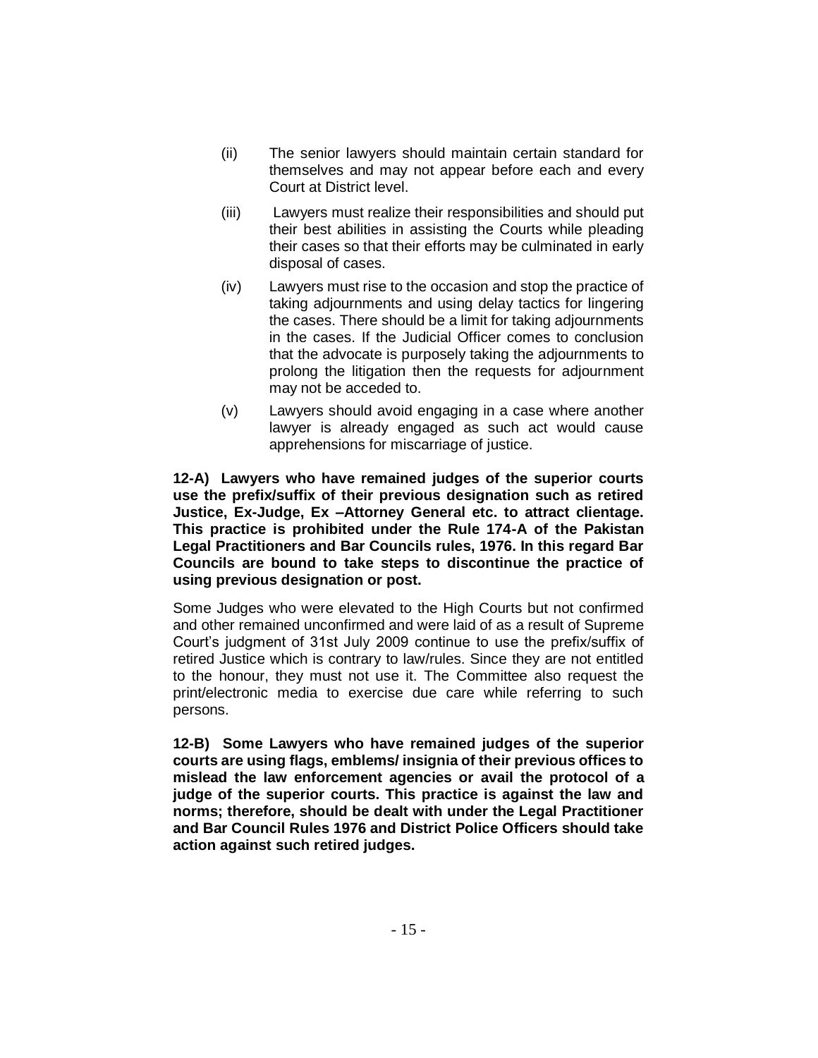(ii) The senior lawyers should maintain certain standard for themselves and may not appear before each and every Court at District level.

(iii) Lawyers must realize their responsibilities and should put their best abilities in assisting the Courts while pleading their cases so that their efforts may be culminated in early disposal of cases.

(iv) Lawyers must rise to the occasion and stop the practice of taking adjournments and using delay tactics for lingering the cases. There should be a limit for taking adjournments in the cases. If the Judicial Officer comes to conclusion that the advocate is purposely taking the adjournments to prolong the litigation then the requests for adjournment may not be acceded to.

(v) Lawyers should avoid engaging in a case where another lawyer is already engaged as such act would cause apprehensions for miscarriage of justice.

**12-A) Lawyers who have remained judges of the superior courts use the prefix/suffix of their previous designation such as retired Justice, Ex-Judge, Ex –Attorney General etc. to attract clientage. This practice is prohibited under the Rule 174-A of the Pakistan Legal Practitioners and Bar Councils rules, 1976. In this regard Bar Councils are bound to take steps to discontinue the practice of using previous designation or post.**

Some Judges who were elevated to the High Courts but not confirmed and other remained unconfirmed and were laid of as a result of Supreme Court's judgment of 31st July 2009 continue to use the prefix/suffix of retired Justice which is contrary to law/rules. Since they are not entitled to the honour, they must not use it. The Committee also request the print/electronic media to exercise due care while referring to such persons.

**12-B) Some Lawyers who have remained judges of the superior courts are using flags, emblems/ insignia of their previous offices to mislead the law enforcement agencies or avail the protocol of a judge of the superior courts. This practice is against the law and norms; therefore, should be dealt with under the Legal Practitioner and Bar Council Rules 1976 and District Police Officers should take action against such retired judges.**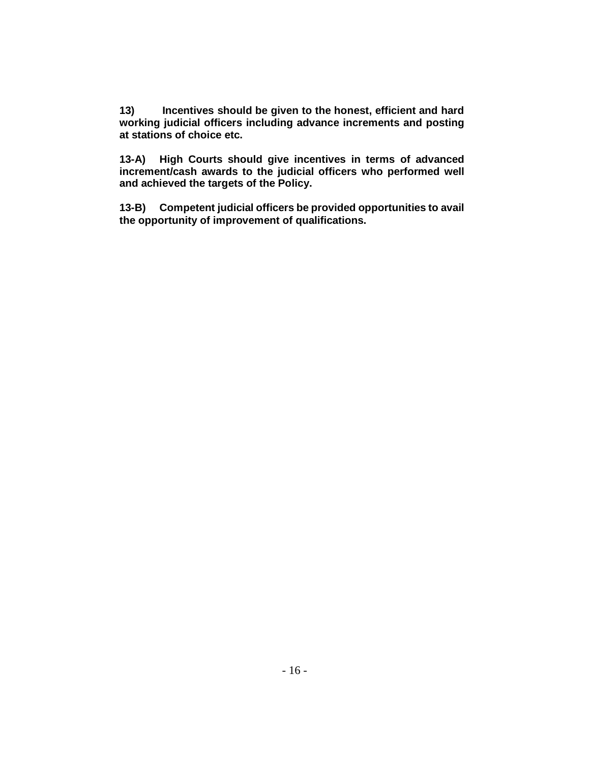**13) Incentives should be given to the honest, efficient and hard working judicial officers including advance increments and posting at stations of choice etc.**

**13-A) High Courts should give incentives in terms of advanced increment/cash awards to the judicial officers who performed well and achieved the targets of the Policy.**

**13-B) Competent judicial officers be provided opportunities to avail the opportunity of improvement of qualifications.**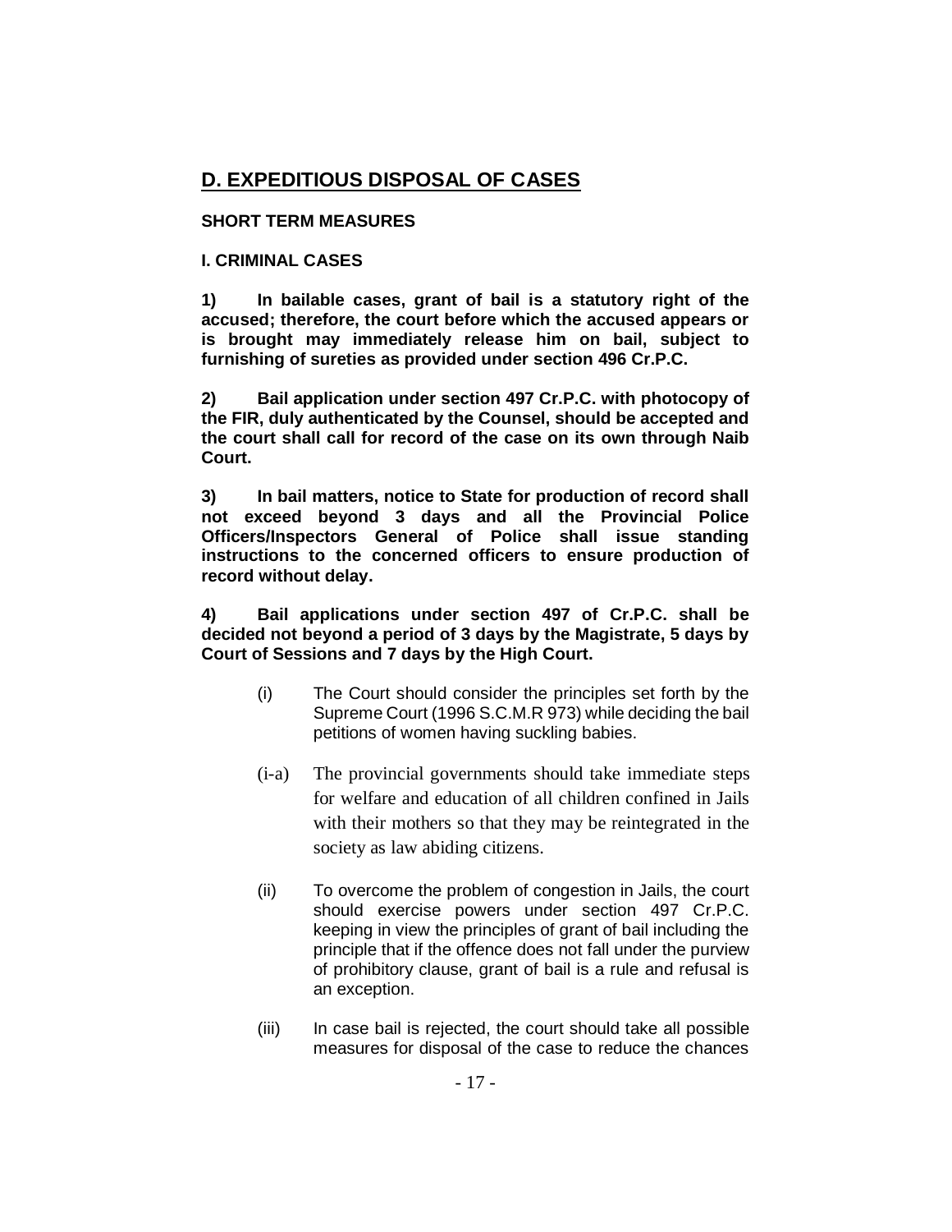## D. EXPEDITIOUS DISPOSAL OF CASES

### SHORT TERM MEASURES

### I. CRIMINAL CASES

**1) In bailable cases, grant of bail is a statutory right of the accused; therefore, the court before which the accused appears or is brought may immediately release him on bail, subject to furnishing of sureties as provided under section 496 Cr.P.C.**

**2) Bail application under section 497 Cr.P.C. with photocopy of the FIR, duly authenticated by the Counsel, should be accepted and the court shall call for record of the case on its own through Naib Court.**

**3) In bail matters, notice to State for production of record shall not exceed beyond 3 days and all the Provincial Police Officers/Inspectors General of Police shall issue standing instructions to the concerned officers to ensure production of record without delay.**

**4) Bail applications under section 497 of Cr.P.C. shall be decided not beyond a period of 3 days by the Magistrate, 5 days by Court of Sessions and 7 days by the High Court.**

(i) The Court should consider the principles set forth by the Supreme Court (1996 S.C.M.R 973) while deciding the bail petitions of women having suckling babies.

(i-a) The provincial governments should take immediate steps for welfare and education of all children confined in Jails with their mothers so that they may be reintegrated in the society as law abiding citizens.

(ii) To overcome the problem of congestion in Jails, the court should exercise powers under section 497 Cr.P.C. keeping in view the principles of grant of bail including the principle that if the offence does not fall under the purview of prohibitory clause, grant of bail is a rule and refusal is an exception.

(iii) In case bail is rejected, the court should take all possible measures for disposal of the case to reduce the chances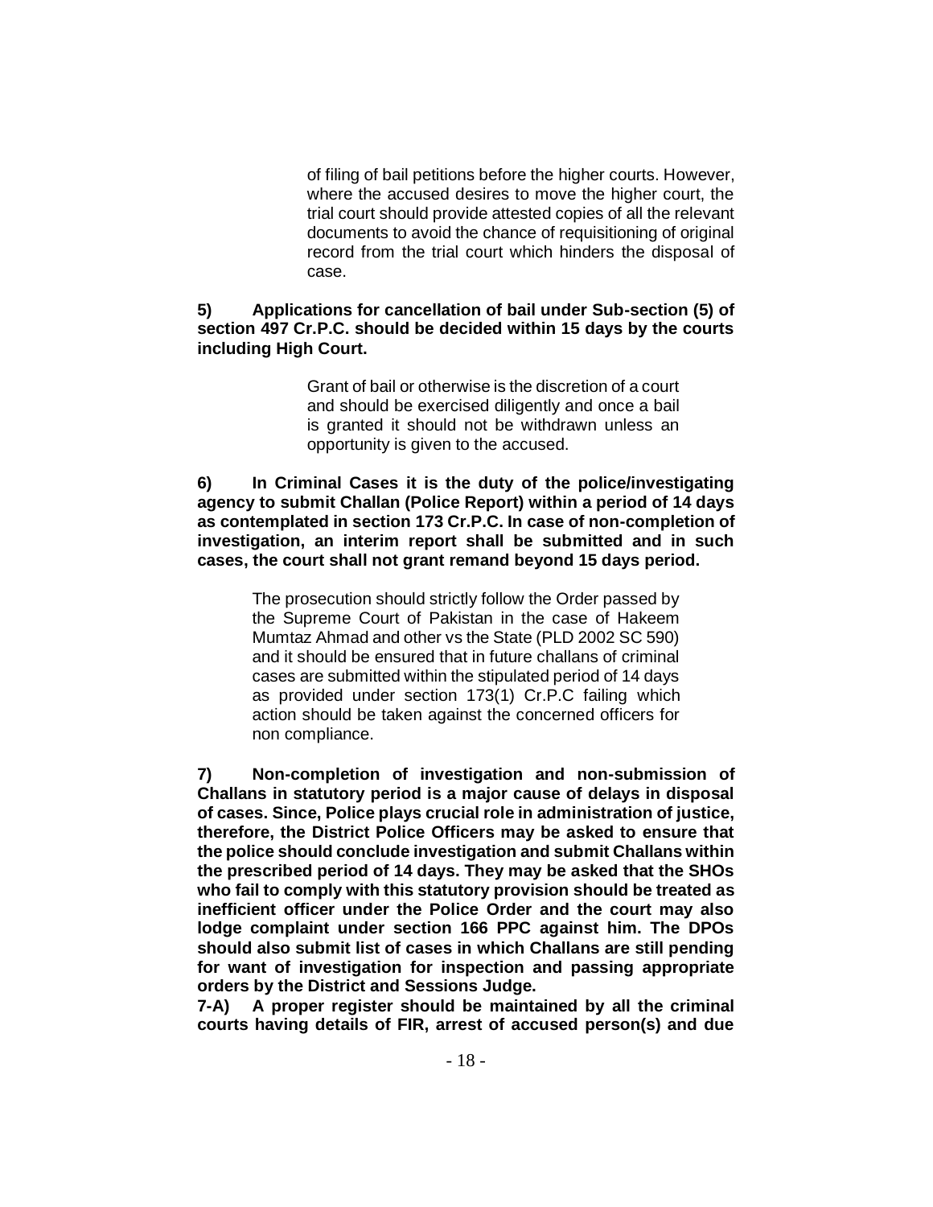of filing of bail petitions before the higher courts. However, where the accused desires to move the higher court, the trial court should provide attested copies of all the relevant documents to avoid the chance of requisitioning of original record from the trial court which hinders the disposal of case.

**5) Applications for cancellation of bail under Sub-section (5) of section 497 Cr.P.C. should be decided within 15 days by the courts including High Court.**

Grant of bail or otherwise is the discretion of a court and should be exercised diligently and once a bail is granted it should not be withdrawn unless an opportunity is given to the accused.

**6) In Criminal Cases it is the duty of the police/investigating agency to submit Challan (Police Report) within a period of 14 days as contemplated in section 173 Cr.P.C. In case of non-completion of investigation, an interim report shall be submitted and in such cases, the court shall not grant remand beyond 15 days period.**

The prosecution should strictly follow the Order passed by the Supreme Court of Pakistan in the case of Hakeem Mumtaz Ahmad and other vs the State (PLD 2002 SC 590) and it should be ensured that in future challans of criminal cases are submitted within the stipulated period of 14 days as provided under section 173(1) Cr.P.C failing which action should be taken against the concerned officers for non compliance.

**7) Non-completion of investigation and non-submission of Challans in statutory period is a major cause of delays in disposal of cases. Since, Police plays crucial role in administration of justice, therefore, the District Police Officers may be asked to ensure that the police should conclude investigation and submit Challans within the prescribed period of 14 days. They may be asked that the SHOs who fail to comply with this statutory provision should be treated as inefficient officer under the Police Order and the court may also lodge complaint under section 166 PPC against him. The DPOs should also submit list of cases in which Challans are still pending for want of investigation for inspection and passing appropriate orders by the District and Sessions Judge.**

**7-A) A proper register should be maintained by all the criminal courts having details of FIR, arrest of accused person(s) and due**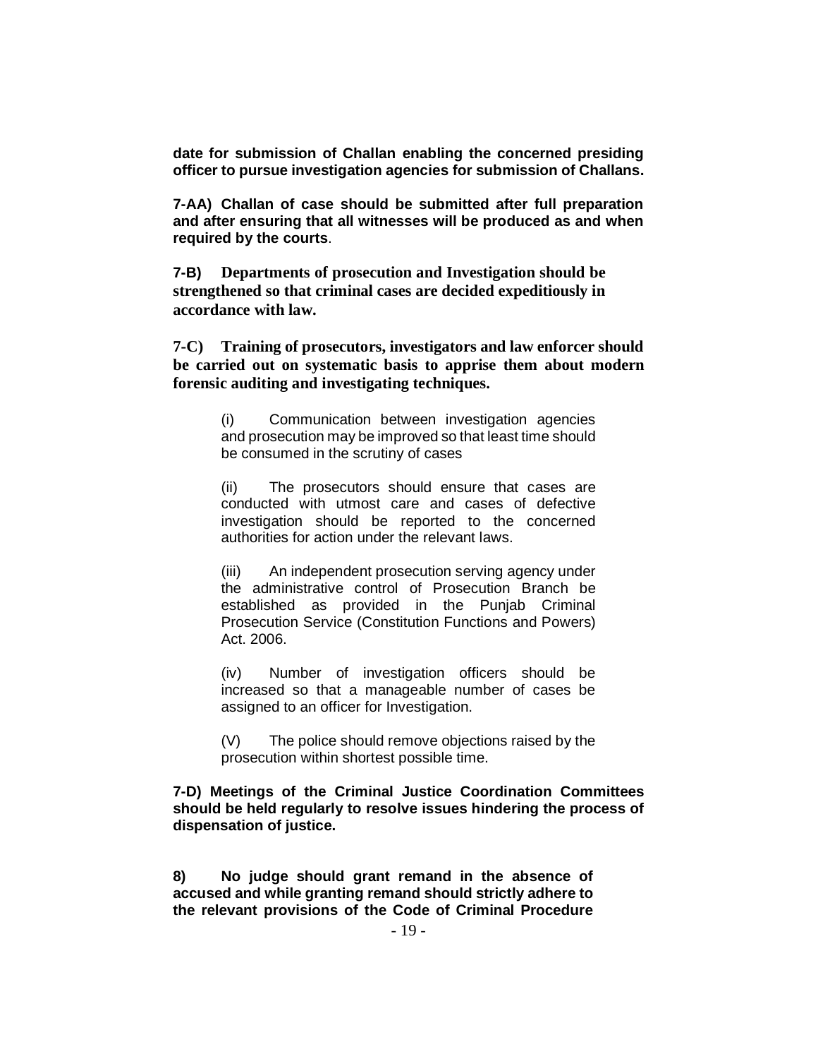**date for submission of Challan enabling the concerned presiding officer to pursue investigation agencies for submission of Challans.**

**7-AA) Challan of case should be submitted after full preparation and after ensuring that all witnesses will be produced as and when required by the courts**.

**7-B) Departments of prosecution and Investigation should be strengthened so that criminal cases are decided expeditiously in accordance with law.**

**7-C) Training of prosecutors, investigators and law enforcer should be carried out on systematic basis to apprise them about modern forensic auditing and investigating techniques.**

(i) Communication between investigation agencies and prosecution may be improved so that least time should be consumed in the scrutiny of cases

(ii) The prosecutors should ensure that cases are conducted with utmost care and cases of defective investigation should be reported to the concerned authorities for action under the relevant laws.

(iii) An independent prosecution serving agency under the administrative control of Prosecution Branch be established as provided in the Punjab Criminal Prosecution Service (Constitution Functions and Powers) Act. 2006.

(iv) Number of investigation officers should be increased so that a manageable number of cases be assigned to an officer for Investigation.

(V) The police should remove objections raised by the prosecution within shortest possible time.

**7-D) Meetings of the Criminal Justice Coordination Committees should be held regularly to resolve issues hindering the process of dispensation of justice.**

**8) No judge should grant remand in the absence of accused and while granting remand should strictly adhere to the relevant provisions of the Code of Criminal Procedure**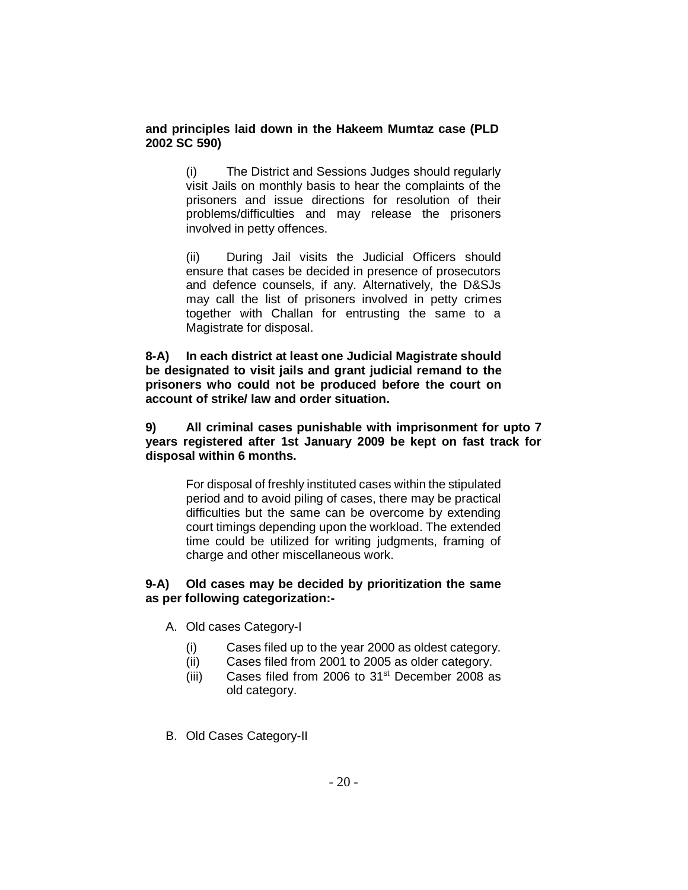**and principles laid down in the Hakeem Mumtaz case (PLD 2002 SC 590)**

> (i) The District and Sessions Judges should regularly visit Jails on monthly basis to hear the complaints of the prisoners and issue directions for resolution of their problems/difficulties and may release the prisoners involved in petty offences.
>
> (ii) During Jail visits the Judicial Officers should ensure that cases be decided in presence of prosecutors and defence counsels, if any. Alternatively, the D&SJs may call the list of prisoners involved in petty crimes together with Challan for entrusting the same to a Magistrate for disposal.

**8-A) In each district at least one Judicial Magistrate should be designated to visit jails and grant judicial remand to the prisoners who could not be produced before the court on account of strike/ law and order situation.**

**9) All criminal cases punishable with imprisonment for upto 7 years registered after 1st January 2009 be kept on fast track for disposal within 6 months.**

> For disposal of freshly instituted cases within the stipulated period and to avoid piling of cases, there may be practical difficulties but the same can be overcome by extending court timings depending upon the workload. The extended time could be utilized for writing judgments, framing of charge and other miscellaneous work.

**9-A) Old cases may be decided by prioritization the same as per following categorization:-**

A. Old cases Category-I

   (i) Cases filed up to the year 2000 as oldest category.
   (ii) Cases filed from 2001 to 2005 as older category.
   (iii) Cases filed from 2006 to 31st December 2008 as old category.

B. Old Cases Category-II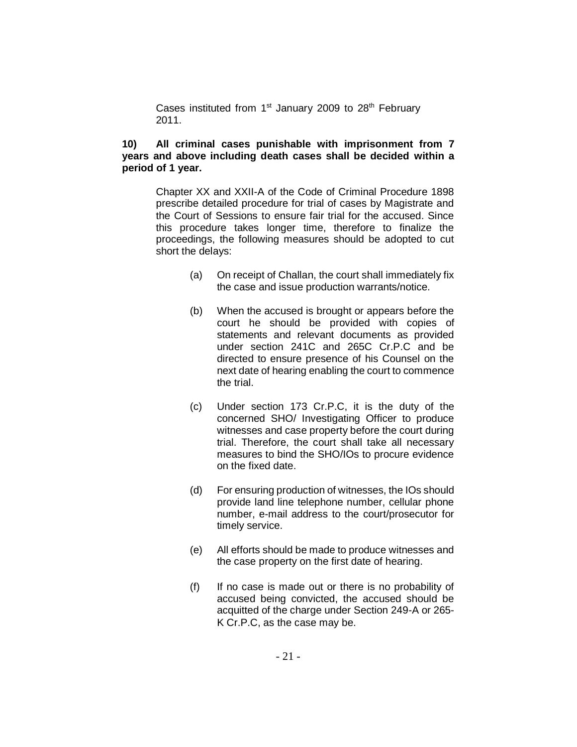Cases instituted from 1st January 2009 to 28th February 2011.

**10) All criminal cases punishable with imprisonment from 7 years and above including death cases shall be decided within a period of 1 year.**

Chapter XX and XXII-A of the Code of Criminal Procedure 1898 prescribe detailed procedure for trial of cases by Magistrate and the Court of Sessions to ensure fair trial for the accused. Since this procedure takes longer time, therefore to finalize the proceedings, the following measures should be adopted to cut short the delays:

(a) On receipt of Challan, the court shall immediately fix the case and issue production warrants/notice.

(b) When the accused is brought or appears before the court he should be provided with copies of statements and relevant documents as provided under section 241C and 265C Cr.P.C and be directed to ensure presence of his Counsel on the next date of hearing enabling the court to commence the trial.

(c) Under section 173 Cr.P.C, it is the duty of the concerned SHO/ Investigating Officer to produce witnesses and case property before the court during trial. Therefore, the court shall take all necessary measures to bind the SHO/IOs to procure evidence on the fixed date.

(d) For ensuring production of witnesses, the IOs should provide land line telephone number, cellular phone number, e-mail address to the court/prosecutor for timely service.

(e) All efforts should be made to produce witnesses and the case property on the first date of hearing.

(f) If no case is made out or there is no probability of accused being convicted, the accused should be acquitted of the charge under Section 249-A or 265-K Cr.P.C, as the case may be.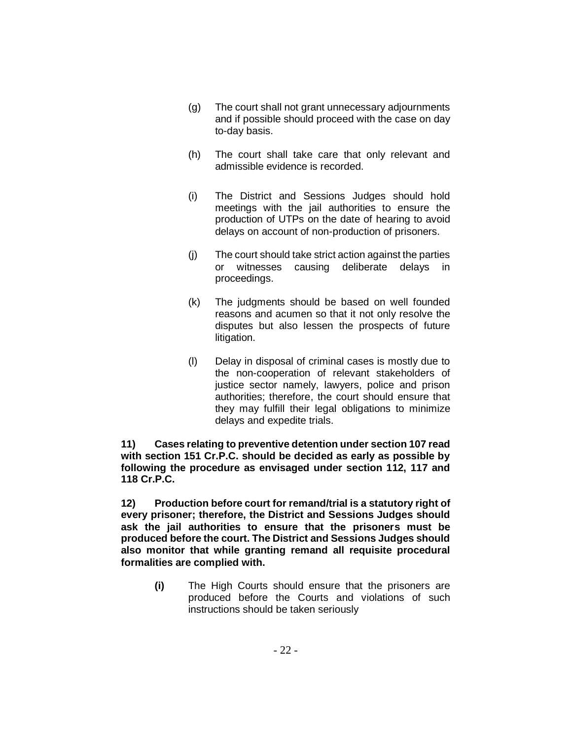(g) The court shall not grant unnecessary adjournments and if possible should proceed with the case on day to-day basis.

(h) The court shall take care that only relevant and admissible evidence is recorded.

(i) The District and Sessions Judges should hold meetings with the jail authorities to ensure the production of UTPs on the date of hearing to avoid delays on account of non-production of prisoners.

(j) The court should take strict action against the parties or witnesses causing deliberate delays in proceedings.

(k) The judgments should be based on well founded reasons and acumen so that it not only resolve the disputes but also lessen the prospects of future litigation.

(l) Delay in disposal of criminal cases is mostly due to the non-cooperation of relevant stakeholders of justice sector namely, lawyers, police and prison authorities; therefore, the court should ensure that they may fulfill their legal obligations to minimize delays and expedite trials.

**11) Cases relating to preventive detention under section 107 read with section 151 Cr.P.C. should be decided as early as possible by following the procedure as envisaged under section 112, 117 and 118 Cr.P.C.**

**12) Production before court for remand/trial is a statutory right of every prisoner; therefore, the District and Sessions Judges should ask the jail authorities to ensure that the prisoners must be produced before the court. The District and Sessions Judges should also monitor that while granting remand all requisite procedural formalities are complied with.**

**(i)** The High Courts should ensure that the prisoners are produced before the Courts and violations of such instructions should be taken seriously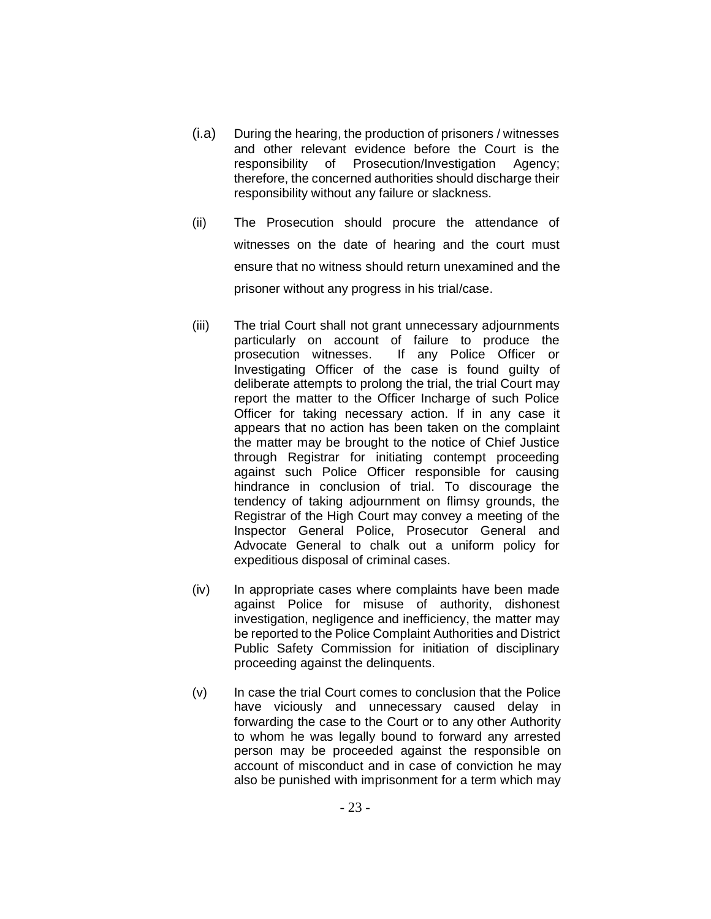(i.a) During the hearing, the production of prisoners / witnesses and other relevant evidence before the Court is the responsibility of Prosecution/Investigation Agency; therefore, the concerned authorities should discharge their responsibility without any failure or slackness.

(ii) The Prosecution should procure the attendance of witnesses on the date of hearing and the court must ensure that no witness should return unexamined and the prisoner without any progress in his trial/case.

(iii) The trial Court shall not grant unnecessary adjournments particularly on account of failure to produce the prosecution witnesses. If any Police Officer or Investigating Officer of the case is found guilty of deliberate attempts to prolong the trial, the trial Court may report the matter to the Officer Incharge of such Police Officer for taking necessary action. If in any case it appears that no action has been taken on the complaint the matter may be brought to the notice of Chief Justice through Registrar for initiating contempt proceeding against such Police Officer responsible for causing hindrance in conclusion of trial. To discourage the tendency of taking adjournment on flimsy grounds, the Registrar of the High Court may convey a meeting of the Inspector General Police, Prosecutor General and Advocate General to chalk out a uniform policy for expeditious disposal of criminal cases.

(iv) In appropriate cases where complaints have been made against Police for misuse of authority, dishonest investigation, negligence and inefficiency, the matter may be reported to the Police Complaint Authorities and District Public Safety Commission for initiation of disciplinary proceeding against the delinquents.

(v) In case the trial Court comes to conclusion that the Police have viciously and unnecessary caused delay in forwarding the case to the Court or to any other Authority to whom he was legally bound to forward any arrested person may be proceeded against the responsible on account of misconduct and in case of conviction he may also be punished with imprisonment for a term which may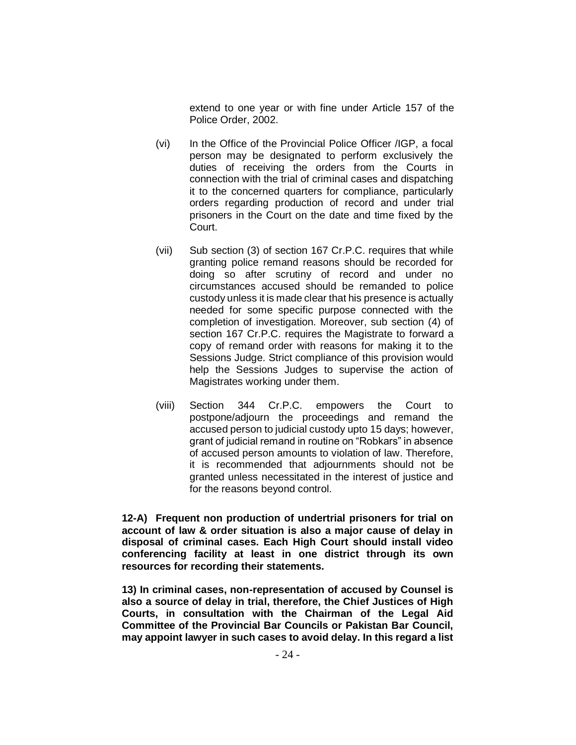extend to one year or with fine under Article 157 of the Police Order, 2002.

(vi) In the Office of the Provincial Police Officer /IGP, a focal person may be designated to perform exclusively the duties of receiving the orders from the Courts in connection with the trial of criminal cases and dispatching it to the concerned quarters for compliance, particularly orders regarding production of record and under trial prisoners in the Court on the date and time fixed by the Court.

(vii) Sub section (3) of section 167 Cr.P.C. requires that while granting police remand reasons should be recorded for doing so after scrutiny of record and under no circumstances accused should be remanded to police custody unless it is made clear that his presence is actually needed for some specific purpose connected with the completion of investigation. Moreover, sub section (4) of section 167 Cr.P.C. requires the Magistrate to forward a copy of remand order with reasons for making it to the Sessions Judge. Strict compliance of this provision would help the Sessions Judges to supervise the action of Magistrates working under them.

(viii) Section 344 Cr.P.C. empowers the Court to postpone/adjourn the proceedings and remand the accused person to judicial custody upto 15 days; however, grant of judicial remand in routine on "Robkars" in absence of accused person amounts to violation of law. Therefore, it is recommended that adjournments should not be granted unless necessitated in the interest of justice and for the reasons beyond control.

**12-A) Frequent non production of undertrial prisoners for trial on account of law & order situation is also a major cause of delay in disposal of criminal cases. Each High Court should install video conferencing facility at least in one district through its own resources for recording their statements.**

**13) In criminal cases, non-representation of accused by Counsel is also a source of delay in trial, therefore, the Chief Justices of High Courts, in consultation with the Chairman of the Legal Aid Committee of the Provincial Bar Councils or Pakistan Bar Council, may appoint lawyer in such cases to avoid delay. In this regard a list**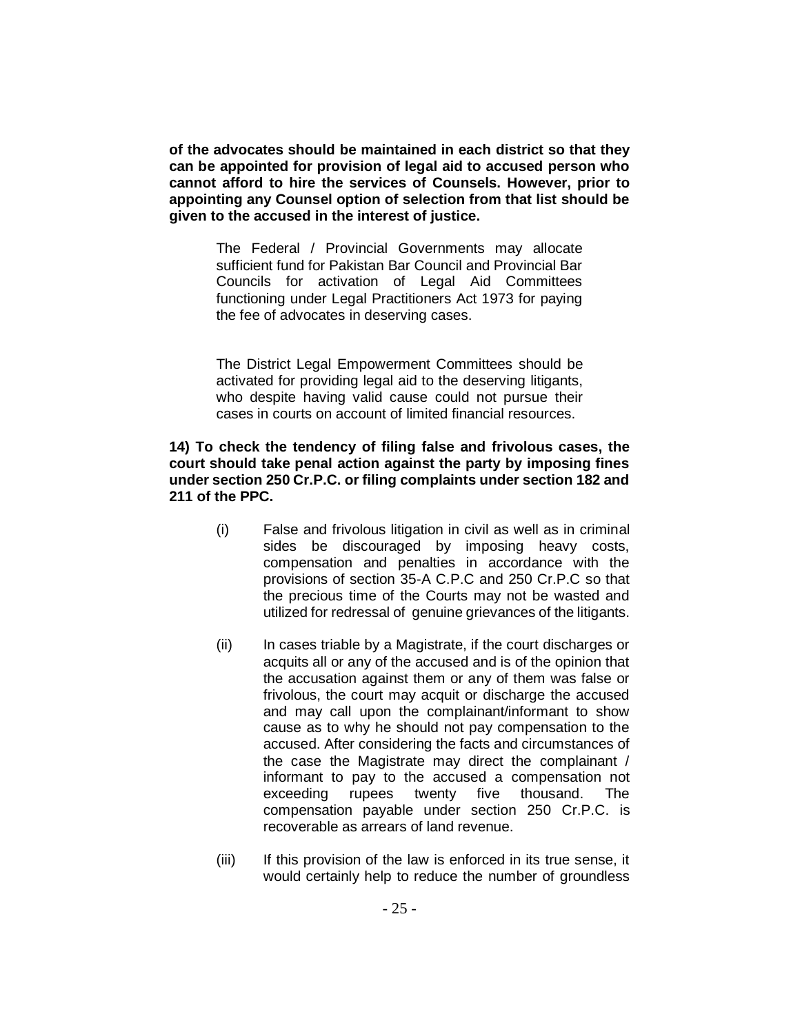**of the advocates should be maintained in each district so that they can be appointed for provision of legal aid to accused person who cannot afford to hire the services of Counsels. However, prior to appointing any Counsel option of selection from that list should be given to the accused in the interest of justice.**

> The Federal / Provincial Governments may allocate sufficient fund for Pakistan Bar Council and Provincial Bar Councils for activation of Legal Aid Committees functioning under Legal Practitioners Act 1973 for paying the fee of advocates in deserving cases.
>
> The District Legal Empowerment Committees should be activated for providing legal aid to the deserving litigants, who despite having valid cause could not pursue their cases in courts on account of limited financial resources.

**14) To check the tendency of filing false and frivolous cases, the court should take penal action against the party by imposing fines under section 250 Cr.P.C. or filing complaints under section 182 and 211 of the PPC.**

(i) False and frivolous litigation in civil as well as in criminal sides be discouraged by imposing heavy costs, compensation and penalties in accordance with the provisions of section 35-A C.P.C and 250 Cr.P.C so that the precious time of the Courts may not be wasted and utilized for redressal of genuine grievances of the litigants.

(ii) In cases triable by a Magistrate, if the court discharges or acquits all or any of the accused and is of the opinion that the accusation against them or any of them was false or frivolous, the court may acquit or discharge the accused and may call upon the complainant/informant to show cause as to why he should not pay compensation to the accused. After considering the facts and circumstances of the case the Magistrate may direct the complainant / informant to pay to the accused a compensation not exceeding rupees twenty five thousand. The compensation payable under section 250 Cr.P.C. is recoverable as arrears of land revenue.

(iii) If this provision of the law is enforced in its true sense, it would certainly help to reduce the number of groundless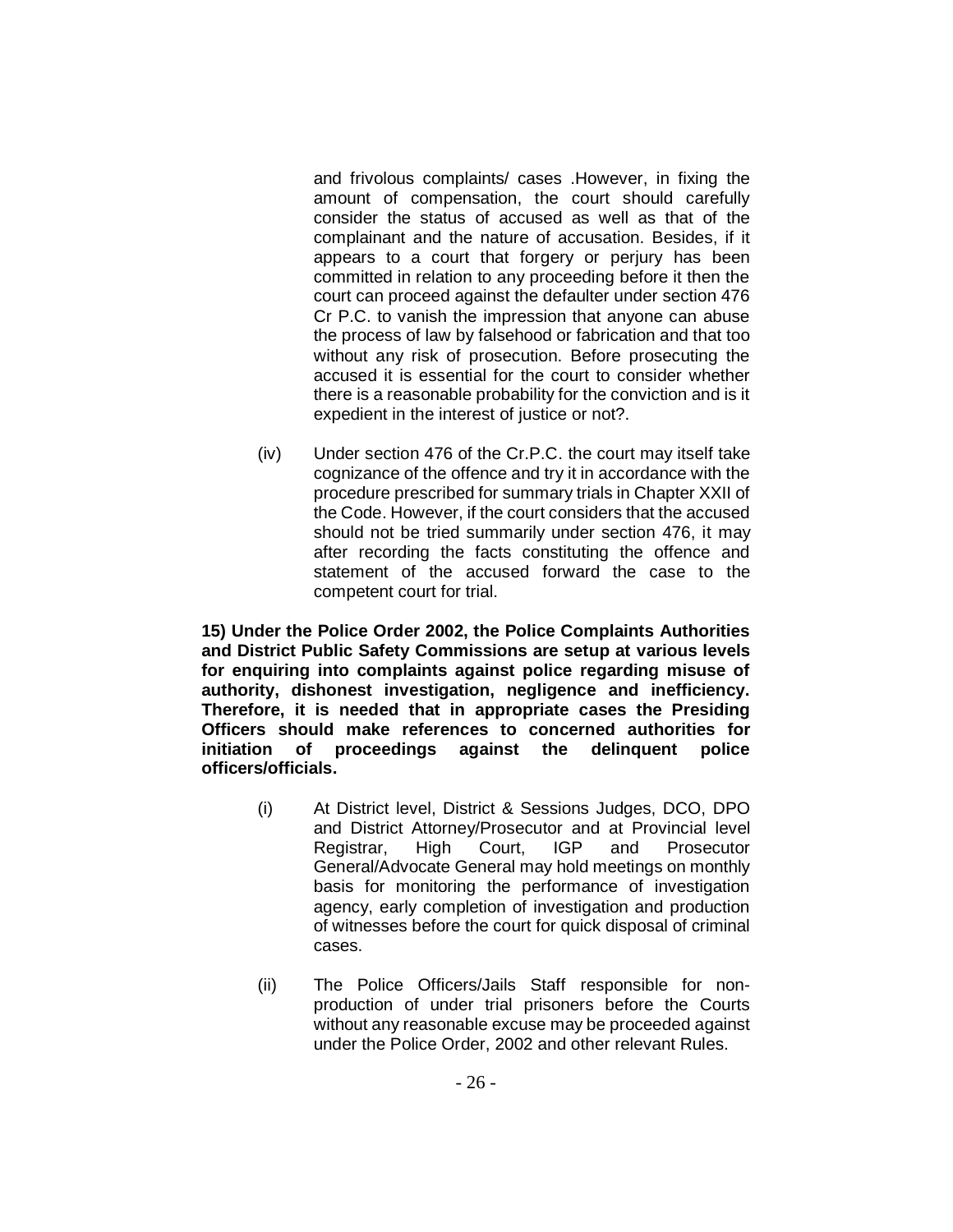and frivolous complaints/ cases .However, in fixing the amount of compensation, the court should carefully consider the status of accused as well as that of the complainant and the nature of accusation. Besides, if it appears to a court that forgery or perjury has been committed in relation to any proceeding before it then the court can proceed against the defaulter under section 476 Cr P.C. to vanish the impression that anyone can abuse the process of law by falsehood or fabrication and that too without any risk of prosecution. Before prosecuting the accused it is essential for the court to consider whether there is a reasonable probability for the conviction and is it expedient in the interest of justice or not?.

(iv) Under section 476 of the Cr.P.C. the court may itself take cognizance of the offence and try it in accordance with the procedure prescribed for summary trials in Chapter XXII of the Code. However, if the court considers that the accused should not be tried summarily under section 476, it may after recording the facts constituting the offence and statement of the accused forward the case to the competent court for trial.

**15) Under the Police Order 2002, the Police Complaints Authorities and District Public Safety Commissions are setup at various levels for enquiring into complaints against police regarding misuse of authority, dishonest investigation, negligence and inefficiency. Therefore, it is needed that in appropriate cases the Presiding Officers should make references to concerned authorities for initiation of proceedings against the delinquent police officers/officials.**

(i) At District level, District & Sessions Judges, DCO, DPO and District Attorney/Prosecutor and at Provincial level Registrar, High Court, IGP and Prosecutor General/Advocate General may hold meetings on monthly basis for monitoring the performance of investigation agency, early completion of investigation and production of witnesses before the court for quick disposal of criminal cases.

(ii) The Police Officers/Jails Staff responsible for non-production of under trial prisoners before the Courts without any reasonable excuse may be proceeded against under the Police Order, 2002 and other relevant Rules.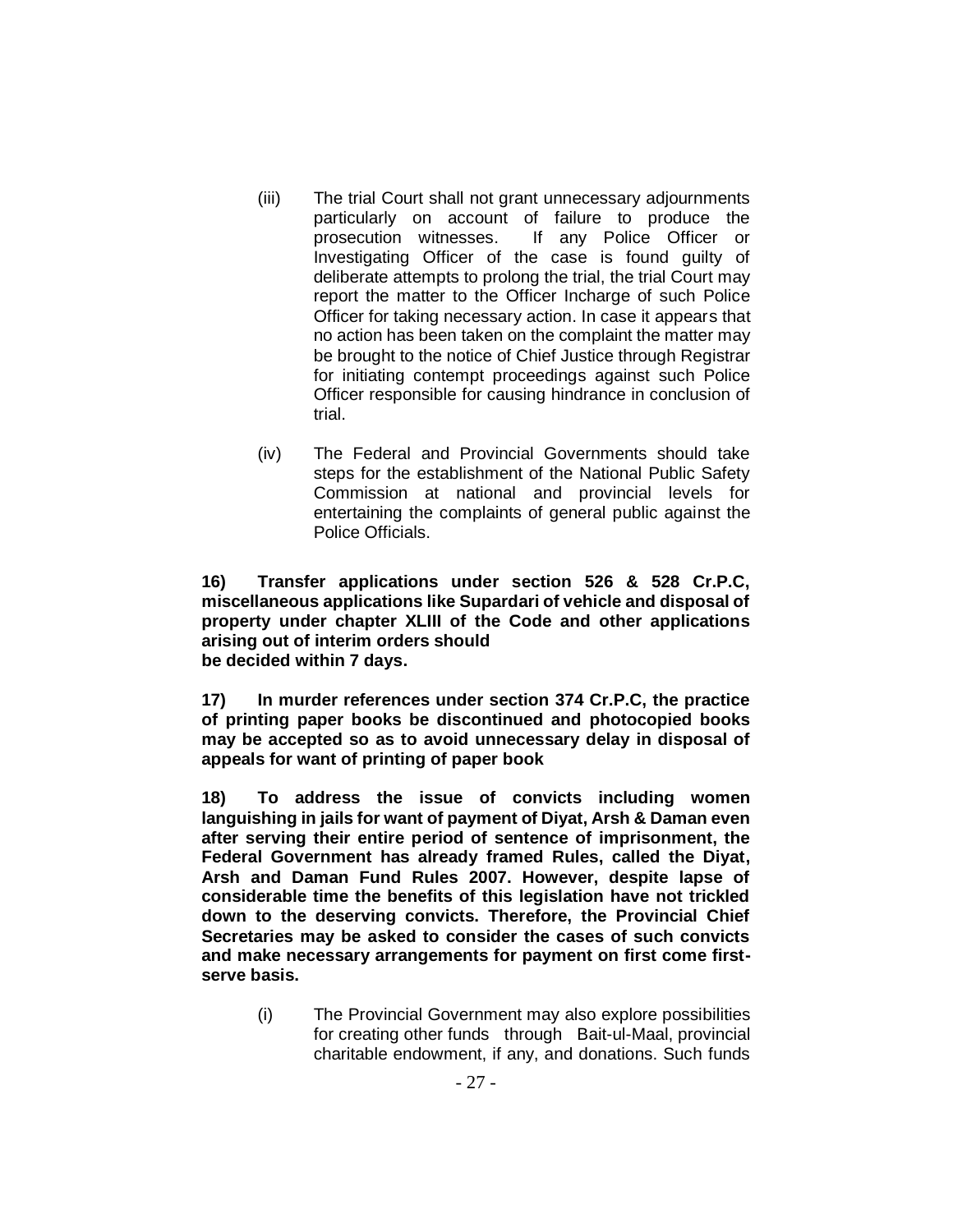(iii) The trial Court shall not grant unnecessary adjournments particularly on account of failure to produce the prosecution witnesses. If any Police Officer or Investigating Officer of the case is found guilty of deliberate attempts to prolong the trial, the trial Court may report the matter to the Officer Incharge of such Police Officer for taking necessary action. In case it appears that no action has been taken on the complaint the matter may be brought to the notice of Chief Justice through Registrar for initiating contempt proceedings against such Police Officer responsible for causing hindrance in conclusion of trial.

(iv) The Federal and Provincial Governments should take steps for the establishment of the National Public Safety Commission at national and provincial levels for entertaining the complaints of general public against the Police Officials.

**16) Transfer applications under section 526 & 528 Cr.P.C, miscellaneous applications like Supardari of vehicle and disposal of property under chapter XLIII of the Code and other applications arising out of interim orders should be decided within 7 days.**

**17) In murder references under section 374 Cr.P.C, the practice of printing paper books be discontinued and photocopied books may be accepted so as to avoid unnecessary delay in disposal of appeals for want of printing of paper book**

**18) To address the issue of convicts including women languishing in jails for want of payment of Diyat, Arsh & Daman even after serving their entire period of sentence of imprisonment, the Federal Government has already framed Rules, called the Diyat, Arsh and Daman Fund Rules 2007. However, despite lapse of considerable time the benefits of this legislation have not trickled down to the deserving convicts. Therefore, the Provincial Chief Secretaries may be asked to consider the cases of such convicts and make necessary arrangements for payment on first come first-serve basis.**

(i) The Provincial Government may also explore possibilities for creating other funds through Bait-ul-Maal, provincial charitable endowment, if any, and donations. Such funds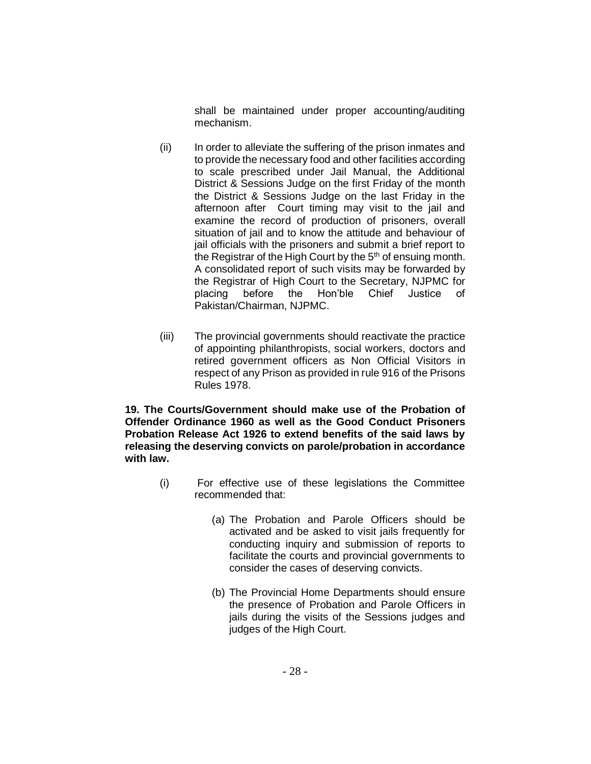shall be maintained under proper accounting/auditing mechanism.

(ii) In order to alleviate the suffering of the prison inmates and to provide the necessary food and other facilities according to scale prescribed under Jail Manual, the Additional District & Sessions Judge on the first Friday of the month the District & Sessions Judge on the last Friday in the afternoon after Court timing may visit to the jail and examine the record of production of prisoners, overall situation of jail and to know the attitude and behaviour of jail officials with the prisoners and submit a brief report to the Registrar of the High Court by the 5th of ensuing month. A consolidated report of such visits may be forwarded by the Registrar of High Court to the Secretary, NJPMC for placing before the Hon'ble Chief Justice of Pakistan/Chairman, NJPMC.

(iii) The provincial governments should reactivate the practice of appointing philanthropists, social workers, doctors and retired government officers as Non Official Visitors in respect of any Prison as provided in rule 916 of the Prisons Rules 1978.

**19. The Courts/Government should make use of the Probation of Offender Ordinance 1960 as well as the Good Conduct Prisoners Probation Release Act 1926 to extend benefits of the said laws by releasing the deserving convicts on parole/probation in accordance with law.**

(i) For effective use of these legislations the Committee recommended that:

(a) The Probation and Parole Officers should be activated and be asked to visit jails frequently for conducting inquiry and submission of reports to facilitate the courts and provincial governments to consider the cases of deserving convicts.

(b) The Provincial Home Departments should ensure the presence of Probation and Parole Officers in jails during the visits of the Sessions judges and judges of the High Court.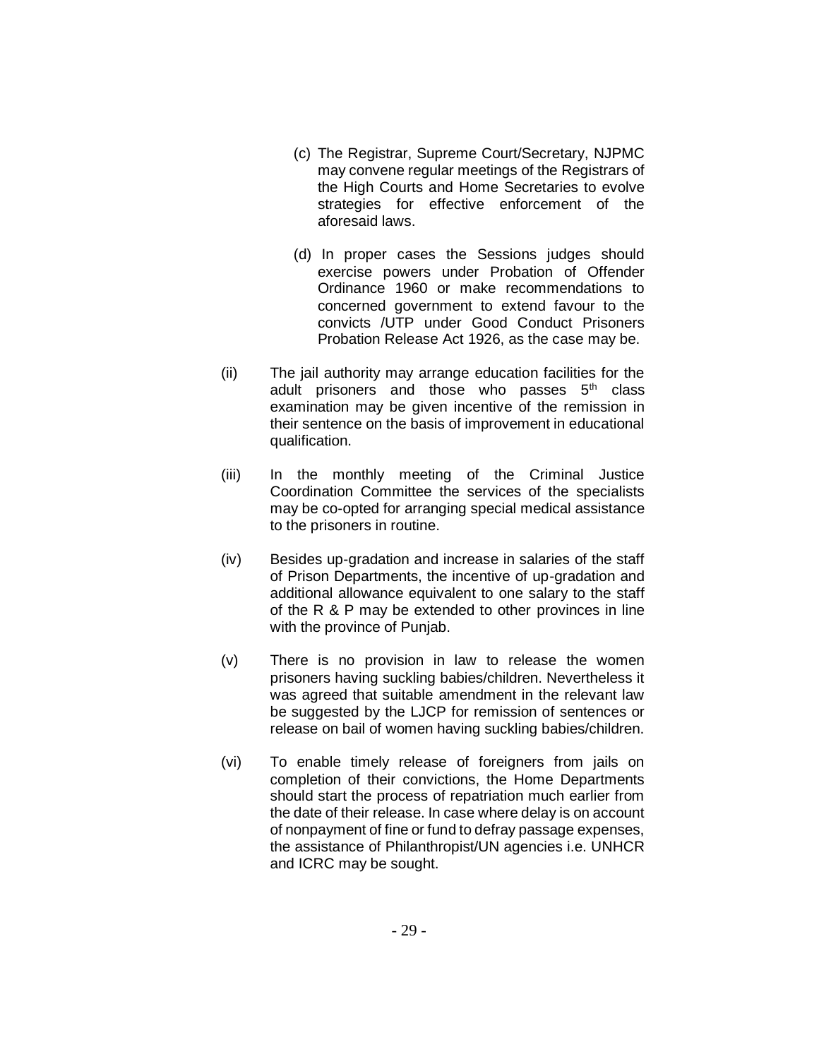(c) The Registrar, Supreme Court/Secretary, NJPMC may convene regular meetings of the Registrars of the High Courts and Home Secretaries to evolve strategies for effective enforcement of the aforesaid laws.

(d) In proper cases the Sessions judges should exercise powers under Probation of Offender Ordinance 1960 or make recommendations to concerned government to extend favour to the convicts /UTP under Good Conduct Prisoners Probation Release Act 1926, as the case may be.

(ii) The jail authority may arrange education facilities for the adult prisoners and those who passes 5th class examination may be given incentive of the remission in their sentence on the basis of improvement in educational qualification.

(iii) In the monthly meeting of the Criminal Justice Coordination Committee the services of the specialists may be co-opted for arranging special medical assistance to the prisoners in routine.

(iv) Besides up-gradation and increase in salaries of the staff of Prison Departments, the incentive of up-gradation and additional allowance equivalent to one salary to the staff of the R & P may be extended to other provinces in line with the province of Punjab.

(v) There is no provision in law to release the women prisoners having suckling babies/children. Nevertheless it was agreed that suitable amendment in the relevant law be suggested by the LJCP for remission of sentences or release on bail of women having suckling babies/children.

(vi) To enable timely release of foreigners from jails on completion of their convictions, the Home Departments should start the process of repatriation much earlier from the date of their release. In case where delay is on account of nonpayment of fine or fund to defray passage expenses, the assistance of Philanthropist/UN agencies i.e. UNHCR and ICRC may be sought.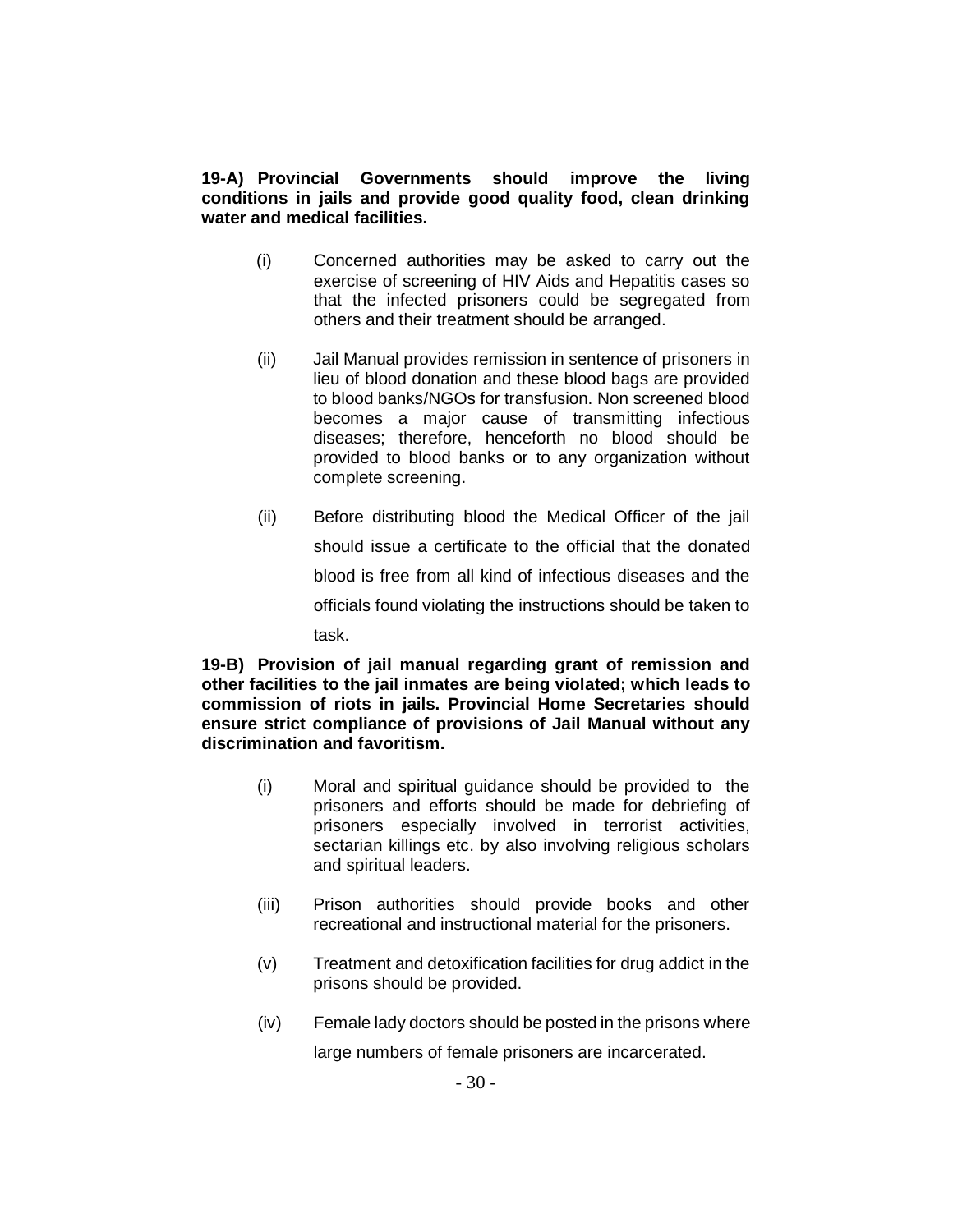**19-A) Provincial Governments should improve the living conditions in jails and provide good quality food, clean drinking water and medical facilities.**

(i) Concerned authorities may be asked to carry out the exercise of screening of HIV Aids and Hepatitis cases so that the infected prisoners could be segregated from others and their treatment should be arranged.

(ii) Jail Manual provides remission in sentence of prisoners in lieu of blood donation and these blood bags are provided to blood banks/NGOs for transfusion. Non screened blood becomes a major cause of transmitting infectious diseases; therefore, henceforth no blood should be provided to blood banks or to any organization without complete screening.

(ii) Before distributing blood the Medical Officer of the jail should issue a certificate to the official that the donated blood is free from all kind of infectious diseases and the officials found violating the instructions should be taken to task.

**19-B) Provision of jail manual regarding grant of remission and other facilities to the jail inmates are being violated; which leads to commission of riots in jails. Provincial Home Secretaries should ensure strict compliance of provisions of Jail Manual without any discrimination and favoritism.**

(i) Moral and spiritual guidance should be provided to the prisoners and efforts should be made for debriefing of prisoners especially involved in terrorist activities, sectarian killings etc. by also involving religious scholars and spiritual leaders.

(iii) Prison authorities should provide books and other recreational and instructional material for the prisoners.

(v) Treatment and detoxification facilities for drug addict in the prisons should be provided.

(iv) Female lady doctors should be posted in the prisons where large numbers of female prisoners are incarcerated.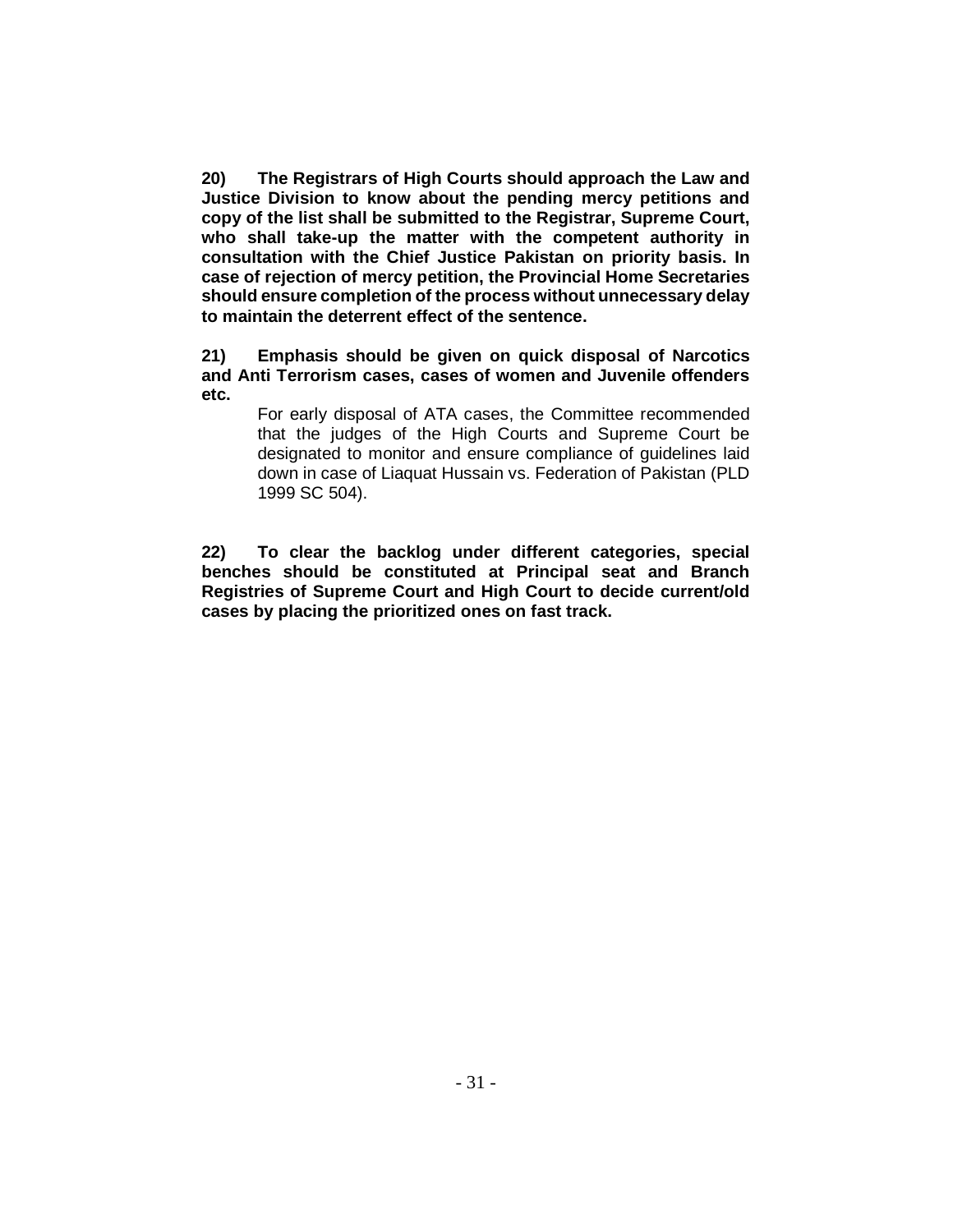**20) The Registrars of High Courts should approach the Law and Justice Division to know about the pending mercy petitions and copy of the list shall be submitted to the Registrar, Supreme Court, who shall take-up the matter with the competent authority in consultation with the Chief Justice Pakistan on priority basis. In case of rejection of mercy petition, the Provincial Home Secretaries should ensure completion of the process without unnecessary delay to maintain the deterrent effect of the sentence.**

**21) Emphasis should be given on quick disposal of Narcotics and Anti Terrorism cases, cases of women and Juvenile offenders etc.**

For early disposal of ATA cases, the Committee recommended that the judges of the High Courts and Supreme Court be designated to monitor and ensure compliance of guidelines laid down in case of Liaquat Hussain vs. Federation of Pakistan (PLD 1999 SC 504).

**22) To clear the backlog under different categories, special benches should be constituted at Principal seat and Branch Registries of Supreme Court and High Court to decide current/old cases by placing the prioritized ones on fast track.**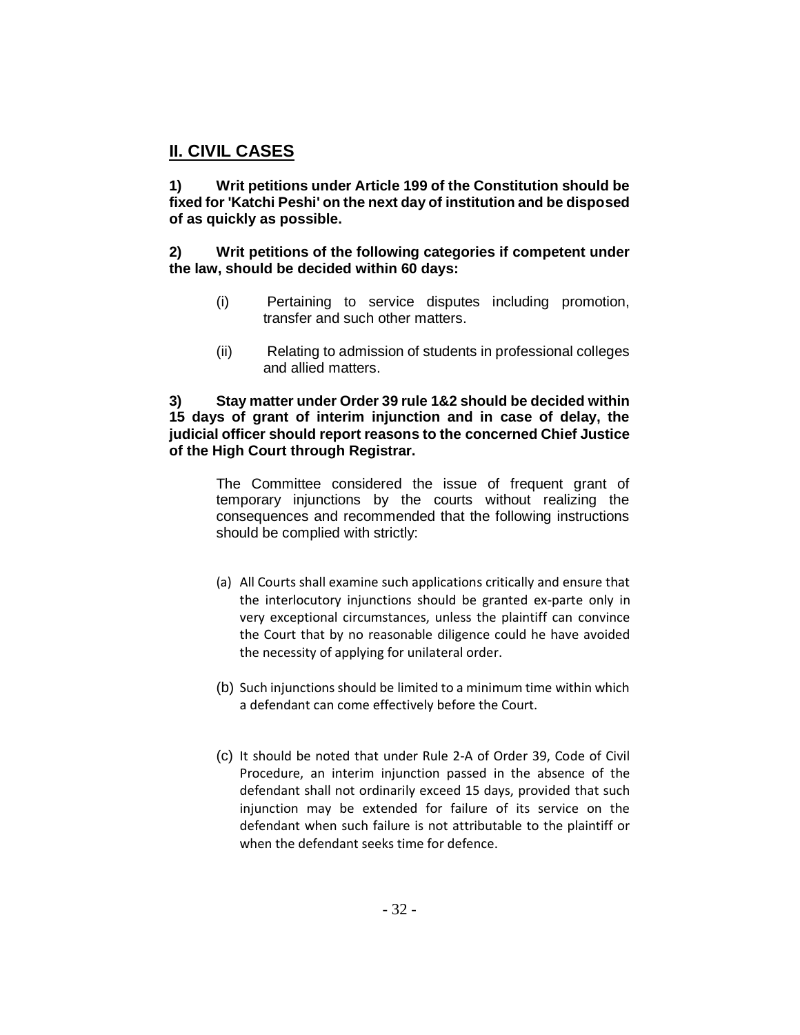## II. CIVIL CASES

**1) Writ petitions under Article 199 of the Constitution should be fixed for 'Katchi Peshi' on the next day of institution and be disposed of as quickly as possible.**

**2) Writ petitions of the following categories if competent under the law, should be decided within 60 days:**

(i) Pertaining to service disputes including promotion, transfer and such other matters.

(ii) Relating to admission of students in professional colleges and allied matters.

**3) Stay matter under Order 39 rule 1&2 should be decided within 15 days of grant of interim injunction and in case of delay, the judicial officer should report reasons to the concerned Chief Justice of the High Court through Registrar.**

The Committee considered the issue of frequent grant of temporary injunctions by the courts without realizing the consequences and recommended that the following instructions should be complied with strictly:

(a) All Courts shall examine such applications critically and ensure that the interlocutory injunctions should be granted ex-parte only in very exceptional circumstances, unless the plaintiff can convince the Court that by no reasonable diligence could he have avoided the necessity of applying for unilateral order.

(b) Such injunctions should be limited to a minimum time within which a defendant can come effectively before the Court.

(c) It should be noted that under Rule 2-A of Order 39, Code of Civil Procedure, an interim injunction passed in the absence of the defendant shall not ordinarily exceed 15 days, provided that such injunction may be extended for failure of its service on the defendant when such failure is not attributable to the plaintiff or when the defendant seeks time for defence.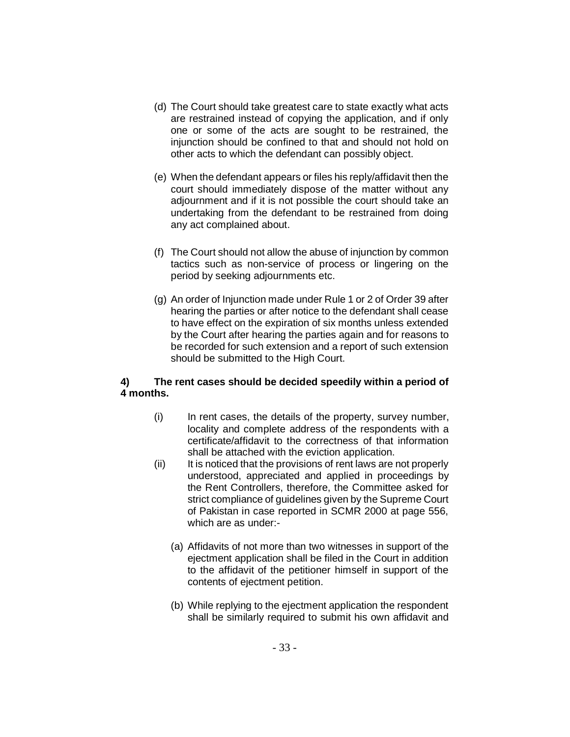(d) The Court should take greatest care to state exactly what acts are restrained instead of copying the application, and if only one or some of the acts are sought to be restrained, the injunction should be confined to that and should not hold on other acts to which the defendant can possibly object.

(e) When the defendant appears or files his reply/affidavit then the court should immediately dispose of the matter without any adjournment and if it is not possible the court should take an undertaking from the defendant to be restrained from doing any act complained about.

(f) The Court should not allow the abuse of injunction by common tactics such as non-service of process or lingering on the period by seeking adjournments etc.

(g) An order of Injunction made under Rule 1 or 2 of Order 39 after hearing the parties or after notice to the defendant shall cease to have effect on the expiration of six months unless extended by the Court after hearing the parties again and for reasons to be recorded for such extension and a report of such extension should be submitted to the High Court.

**4) The rent cases should be decided speedily within a period of 4 months.**

(i) In rent cases, the details of the property, survey number, locality and complete address of the respondents with a certificate/affidavit to the correctness of that information shall be attached with the eviction application.

(ii) It is noticed that the provisions of rent laws are not properly understood, appreciated and applied in proceedings by the Rent Controllers, therefore, the Committee asked for strict compliance of guidelines given by the Supreme Court of Pakistan in case reported in SCMR 2000 at page 556, which are as under:-

(a) Affidavits of not more than two witnesses in support of the ejectment application shall be filed in the Court in addition to the affidavit of the petitioner himself in support of the contents of ejectment petition.

(b) While replying to the ejectment application the respondent shall be similarly required to submit his own affidavit and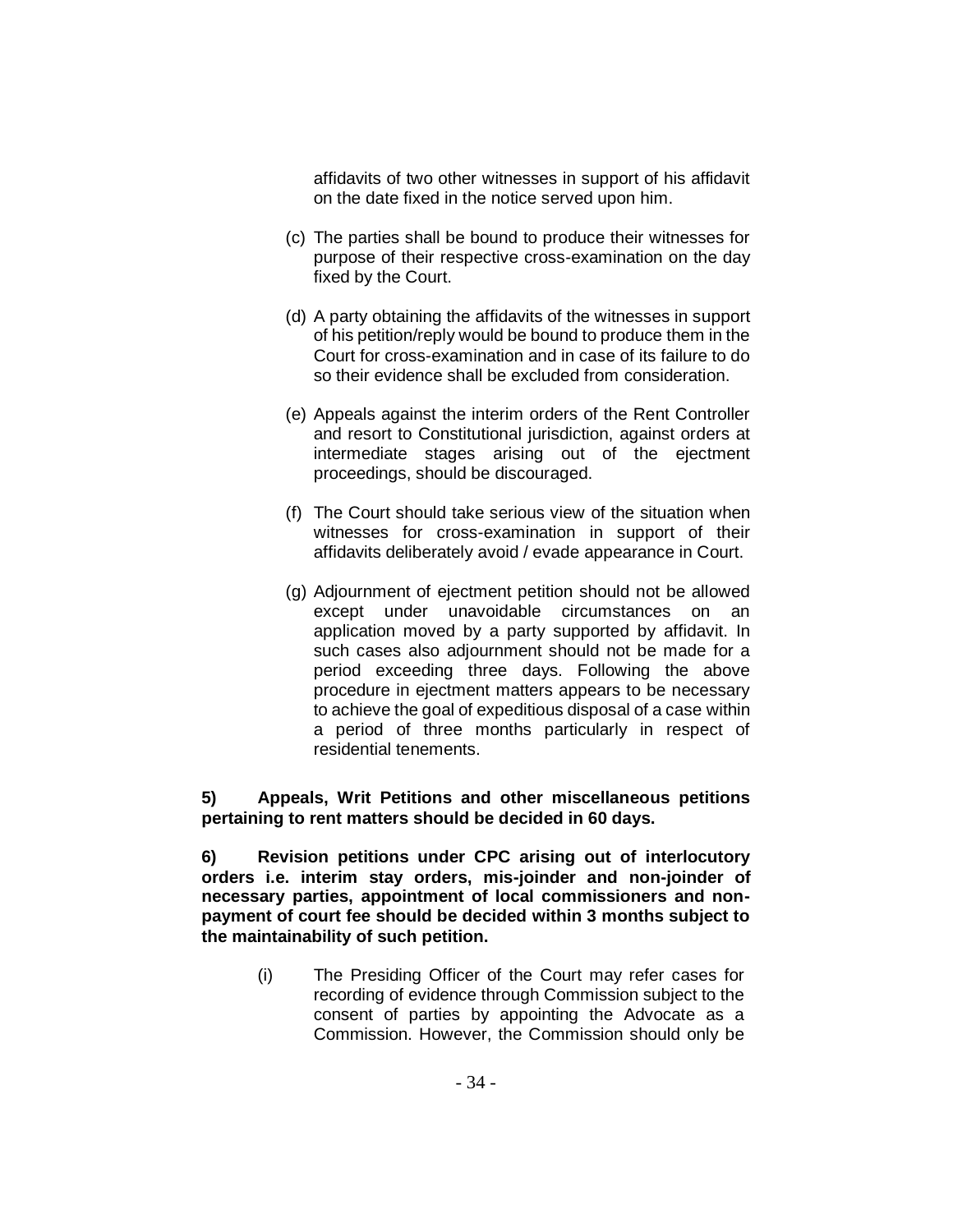affidavits of two other witnesses in support of his affidavit on the date fixed in the notice served upon him.

(c) The parties shall be bound to produce their witnesses for purpose of their respective cross-examination on the day fixed by the Court.

(d) A party obtaining the affidavits of the witnesses in support of his petition/reply would be bound to produce them in the Court for cross-examination and in case of its failure to do so their evidence shall be excluded from consideration.

(e) Appeals against the interim orders of the Rent Controller and resort to Constitutional jurisdiction, against orders at intermediate stages arising out of the ejectment proceedings, should be discouraged.

(f) The Court should take serious view of the situation when witnesses for cross-examination in support of their affidavits deliberately avoid / evade appearance in Court.

(g) Adjournment of ejectment petition should not be allowed except under unavoidable circumstances on an application moved by a party supported by affidavit. In such cases also adjournment should not be made for a period exceeding three days. Following the above procedure in ejectment matters appears to be necessary to achieve the goal of expeditious disposal of a case within a period of three months particularly in respect of residential tenements.

**5) Appeals, Writ Petitions and other miscellaneous petitions pertaining to rent matters should be decided in 60 days.**

**6) Revision petitions under CPC arising out of interlocutory orders i.e. interim stay orders, mis-joinder and non-joinder of necessary parties, appointment of local commissioners and non-payment of court fee should be decided within 3 months subject to the maintainability of such petition.**

(i) The Presiding Officer of the Court may refer cases for recording of evidence through Commission subject to the consent of parties by appointing the Advocate as a Commission. However, the Commission should only be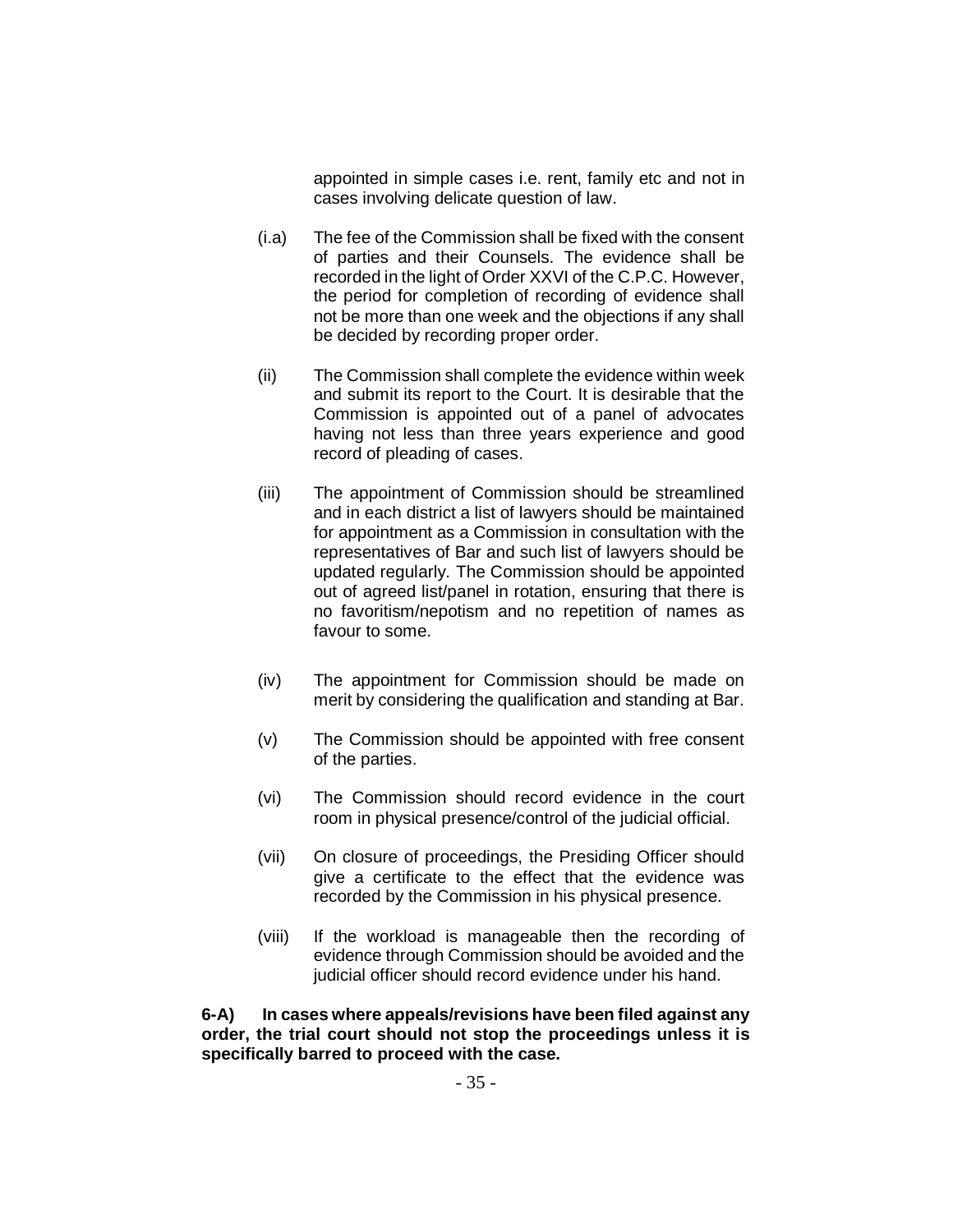appointed in simple cases i.e. rent, family etc and not in cases involving delicate question of law.

(i.a) The fee of the Commission shall be fixed with the consent of parties and their Counsels. The evidence shall be recorded in the light of Order XXVI of the C.P.C. However, the period for completion of recording of evidence shall not be more than one week and the objections if any shall be decided by recording proper order.

(ii) The Commission shall complete the evidence within week and submit its report to the Court. It is desirable that the Commission is appointed out of a panel of advocates having not less than three years experience and good record of pleading of cases.

(iii) The appointment of Commission should be streamlined and in each district a list of lawyers should be maintained for appointment as a Commission in consultation with the representatives of Bar and such list of lawyers should be updated regularly. The Commission should be appointed out of agreed list/panel in rotation, ensuring that there is no favoritism/nepotism and no repetition of names as favour to some.

(iv) The appointment for Commission should be made on merit by considering the qualification and standing at Bar.

(v) The Commission should be appointed with free consent of the parties.

(vi) The Commission should record evidence in the court room in physical presence/control of the judicial official.

(vii) On closure of proceedings, the Presiding Officer should give a certificate to the effect that the evidence was recorded by the Commission in his physical presence.

(viii) If the workload is manageable then the recording of evidence through Commission should be avoided and the judicial officer should record evidence under his hand.

**6-A) In cases where appeals/revisions have been filed against any order, the trial court should not stop the proceedings unless it is specifically barred to proceed with the case.**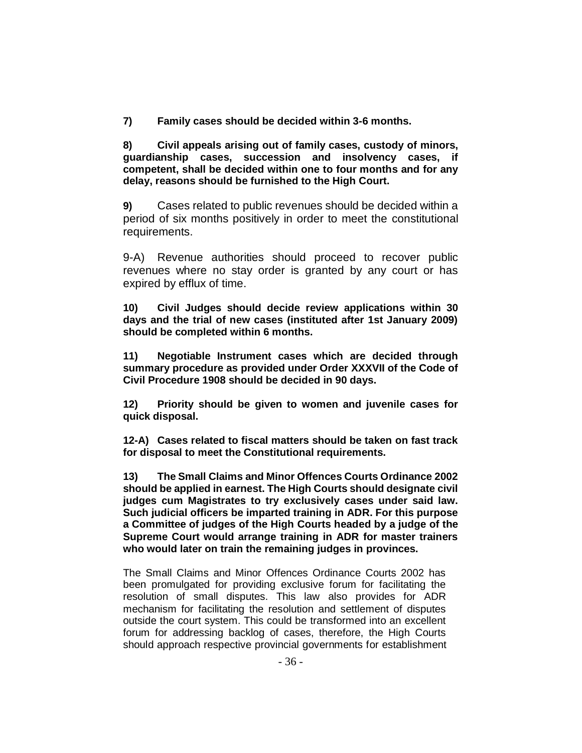**7) Family cases should be decided within 3-6 months.**

**8) Civil appeals arising out of family cases, custody of minors, guardianship cases, succession and insolvency cases, if competent, shall be decided within one to four months and for any delay, reasons should be furnished to the High Court.**

**9)** Cases related to public revenues should be decided within a period of six months positively in order to meet the constitutional requirements.

9-A) Revenue authorities should proceed to recover public revenues where no stay order is granted by any court or has expired by efflux of time.

**10) Civil Judges should decide review applications within 30 days and the trial of new cases (instituted after 1st January 2009) should be completed within 6 months.**

**11) Negotiable Instrument cases which are decided through summary procedure as provided under Order XXXVII of the Code of Civil Procedure 1908 should be decided in 90 days.**

**12) Priority should be given to women and juvenile cases for quick disposal.**

**12-A) Cases related to fiscal matters should be taken on fast track for disposal to meet the Constitutional requirements.**

**13) The Small Claims and Minor Offences Courts Ordinance 2002 should be applied in earnest. The High Courts should designate civil judges cum Magistrates to try exclusively cases under said law. Such judicial officers be imparted training in ADR. For this purpose a Committee of judges of the High Courts headed by a judge of the Supreme Court would arrange training in ADR for master trainers who would later on train the remaining judges in provinces.**

The Small Claims and Minor Offences Ordinance Courts 2002 has been promulgated for providing exclusive forum for facilitating the resolution of small disputes. This law also provides for ADR mechanism for facilitating the resolution and settlement of disputes outside the court system. This could be transformed into an excellent forum for addressing backlog of cases, therefore, the High Courts should approach respective provincial governments for establishment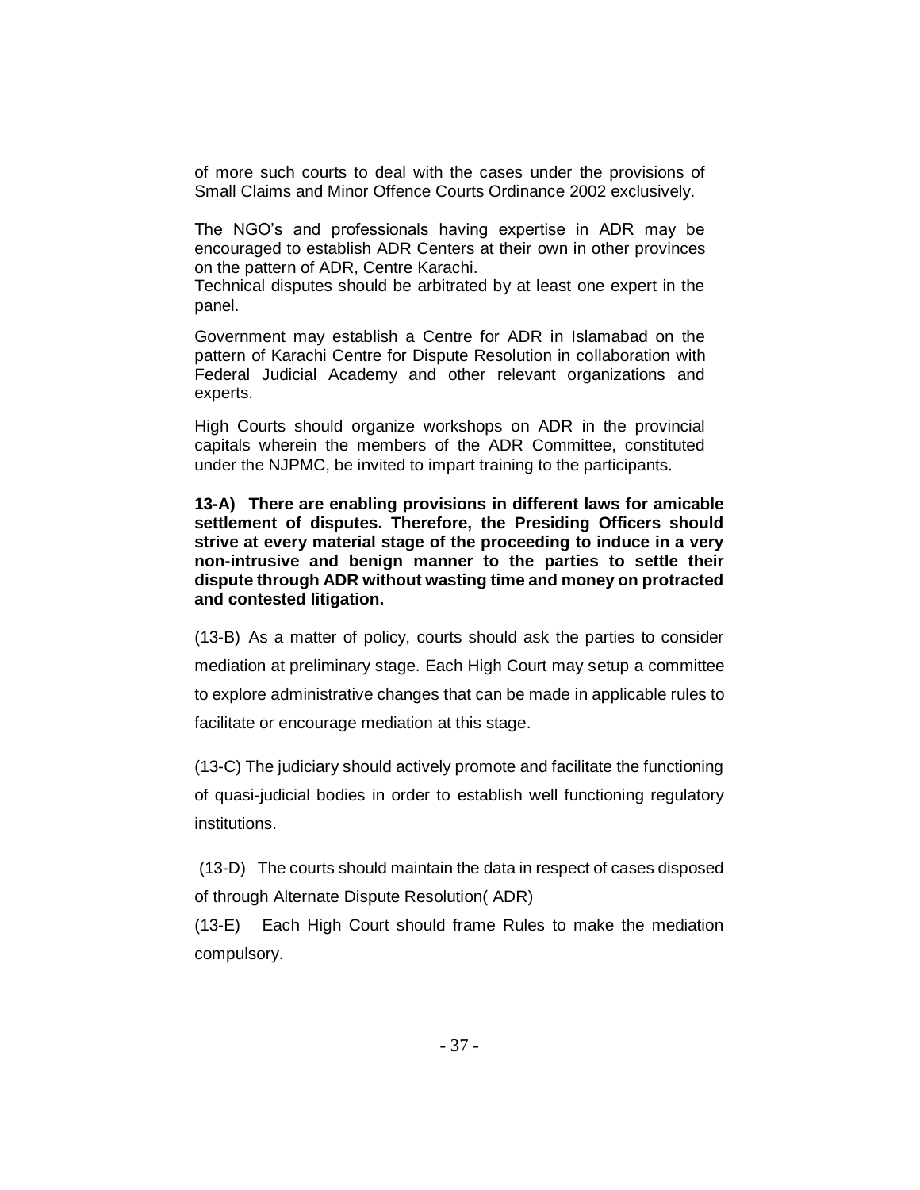of more such courts to deal with the cases under the provisions of Small Claims and Minor Offence Courts Ordinance 2002 exclusively.

The NGO's and professionals having expertise in ADR may be encouraged to establish ADR Centers at their own in other provinces on the pattern of ADR, Centre Karachi.
Technical disputes should be arbitrated by at least one expert in the panel.

Government may establish a Centre for ADR in Islamabad on the pattern of Karachi Centre for Dispute Resolution in collaboration with Federal Judicial Academy and other relevant organizations and experts.

High Courts should organize workshops on ADR in the provincial capitals wherein the members of the ADR Committee, constituted under the NJPMC, be invited to impart training to the participants.

**13-A) There are enabling provisions in different laws for amicable settlement of disputes. Therefore, the Presiding Officers should strive at every material stage of the proceeding to induce in a very non-intrusive and benign manner to the parties to settle their dispute through ADR without wasting time and money on protracted and contested litigation.**

(13-B) As a matter of policy, courts should ask the parties to consider mediation at preliminary stage. Each High Court may setup a committee to explore administrative changes that can be made in applicable rules to facilitate or encourage mediation at this stage.

(13-C) The judiciary should actively promote and facilitate the functioning of quasi-judicial bodies in order to establish well functioning regulatory institutions.

(13-D) The courts should maintain the data in respect of cases disposed of through Alternate Dispute Resolution( ADR)

(13-E) Each High Court should frame Rules to make the mediation compulsory.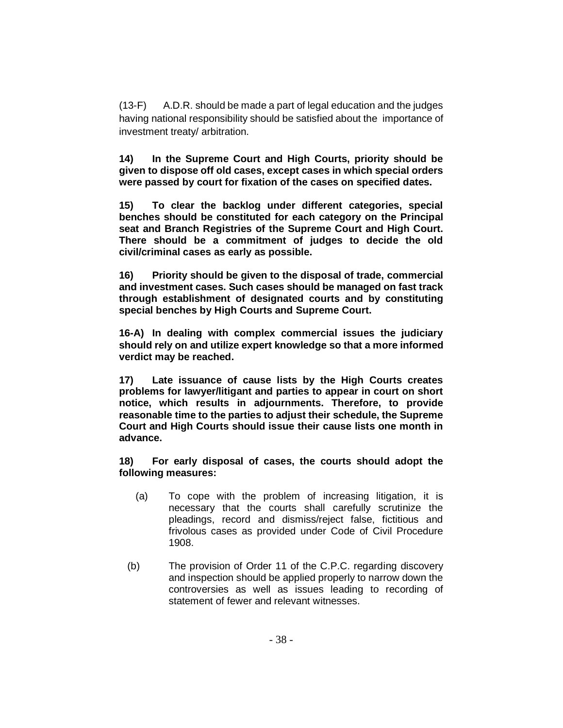(13-F) A.D.R. should be made a part of legal education and the judges having national responsibility should be satisfied about the importance of investment treaty/ arbitration.

**14) In the Supreme Court and High Courts, priority should be given to dispose off old cases, except cases in which special orders were passed by court for fixation of the cases on specified dates.**

**15) To clear the backlog under different categories, special benches should be constituted for each category on the Principal seat and Branch Registries of the Supreme Court and High Court. There should be a commitment of judges to decide the old civil/criminal cases as early as possible.**

**16) Priority should be given to the disposal of trade, commercial and investment cases. Such cases should be managed on fast track through establishment of designated courts and by constituting special benches by High Courts and Supreme Court.**

**16-A) In dealing with complex commercial issues the judiciary should rely on and utilize expert knowledge so that a more informed verdict may be reached.**

**17) Late issuance of cause lists by the High Courts creates problems for lawyer/litigant and parties to appear in court on short notice, which results in adjournments. Therefore, to provide reasonable time to the parties to adjust their schedule, the Supreme Court and High Courts should issue their cause lists one month in advance.**

**18) For early disposal of cases, the courts should adopt the following measures:**

(a) To cope with the problem of increasing litigation, it is necessary that the courts shall carefully scrutinize the pleadings, record and dismiss/reject false, fictitious and frivolous cases as provided under Code of Civil Procedure 1908.

(b) The provision of Order 11 of the C.P.C. regarding discovery and inspection should be applied properly to narrow down the controversies as well as issues leading to recording of statement of fewer and relevant witnesses.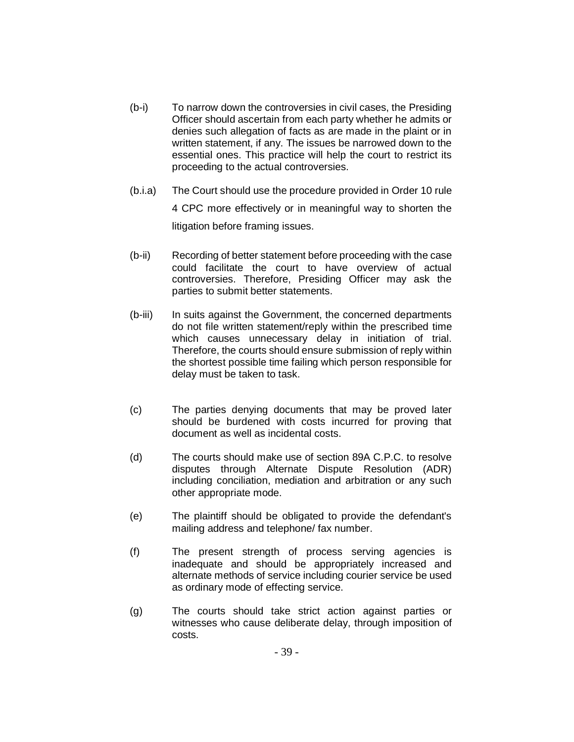(b-i) To narrow down the controversies in civil cases, the Presiding Officer should ascertain from each party whether he admits or denies such allegation of facts as are made in the plaint or in written statement, if any. The issues be narrowed down to the essential ones. This practice will help the court to restrict its proceeding to the actual controversies.

(b.i.a) The Court should use the procedure provided in Order 10 rule 4 CPC more effectively or in meaningful way to shorten the litigation before framing issues.

(b-ii) Recording of better statement before proceeding with the case could facilitate the court to have overview of actual controversies. Therefore, Presiding Officer may ask the parties to submit better statements.

(b-iii) In suits against the Government, the concerned departments do not file written statement/reply within the prescribed time which causes unnecessary delay in initiation of trial. Therefore, the courts should ensure submission of reply within the shortest possible time failing which person responsible for delay must be taken to task.

(c) The parties denying documents that may be proved later should be burdened with costs incurred for proving that document as well as incidental costs.

(d) The courts should make use of section 89A C.P.C. to resolve disputes through Alternate Dispute Resolution (ADR) including conciliation, mediation and arbitration or any such other appropriate mode.

(e) The plaintiff should be obligated to provide the defendant's mailing address and telephone/ fax number.

(f) The present strength of process serving agencies is inadequate and should be appropriately increased and alternate methods of service including courier service be used as ordinary mode of effecting service.

(g) The courts should take strict action against parties or witnesses who cause deliberate delay, through imposition of costs.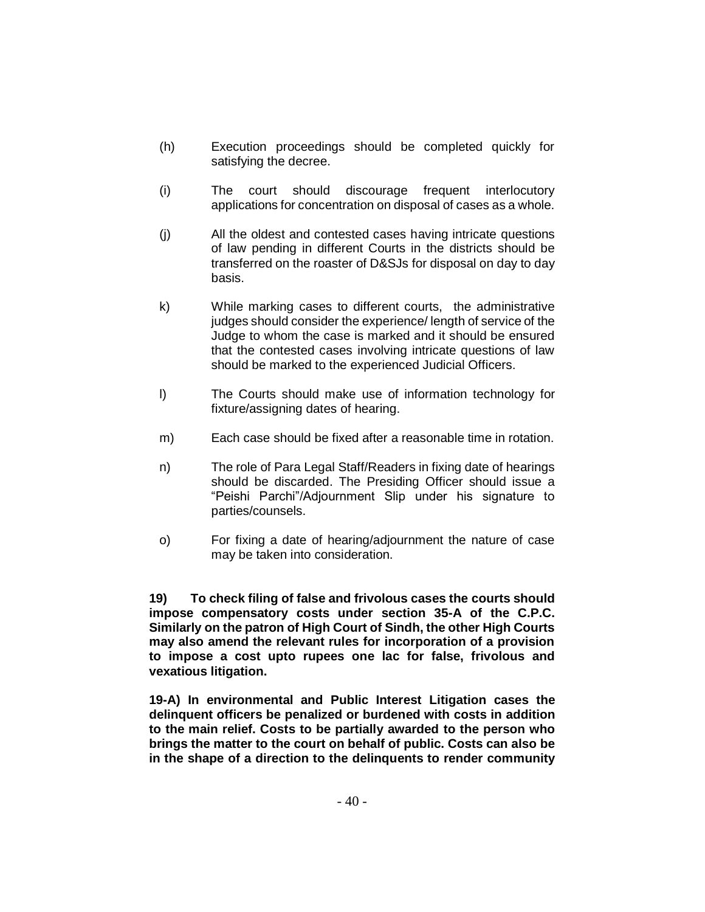(h) Execution proceedings should be completed quickly for satisfying the decree.

(i) The court should discourage frequent interlocutory applications for concentration on disposal of cases as a whole.

(j) All the oldest and contested cases having intricate questions of law pending in different Courts in the districts should be transferred on the roaster of D&SJs for disposal on day to day basis.

k) While marking cases to different courts, the administrative judges should consider the experience/ length of service of the Judge to whom the case is marked and it should be ensured that the contested cases involving intricate questions of law should be marked to the experienced Judicial Officers.

l) The Courts should make use of information technology for fixture/assigning dates of hearing.

m) Each case should be fixed after a reasonable time in rotation.

n) The role of Para Legal Staff/Readers in fixing date of hearings should be discarded. The Presiding Officer should issue a "Peishi Parchi"/Adjournment Slip under his signature to parties/counsels.

o) For fixing a date of hearing/adjournment the nature of case may be taken into consideration.

**19) To check filing of false and frivolous cases the courts should impose compensatory costs under section 35-A of the C.P.C. Similarly on the patron of High Court of Sindh, the other High Courts may also amend the relevant rules for incorporation of a provision to impose a cost upto rupees one lac for false, frivolous and vexatious litigation.**

**19-A) In environmental and Public Interest Litigation cases the delinquent officers be penalized or burdened with costs in addition to the main relief. Costs to be partially awarded to the person who brings the matter to the court on behalf of public. Costs can also be in the shape of a direction to the delinquents to render community**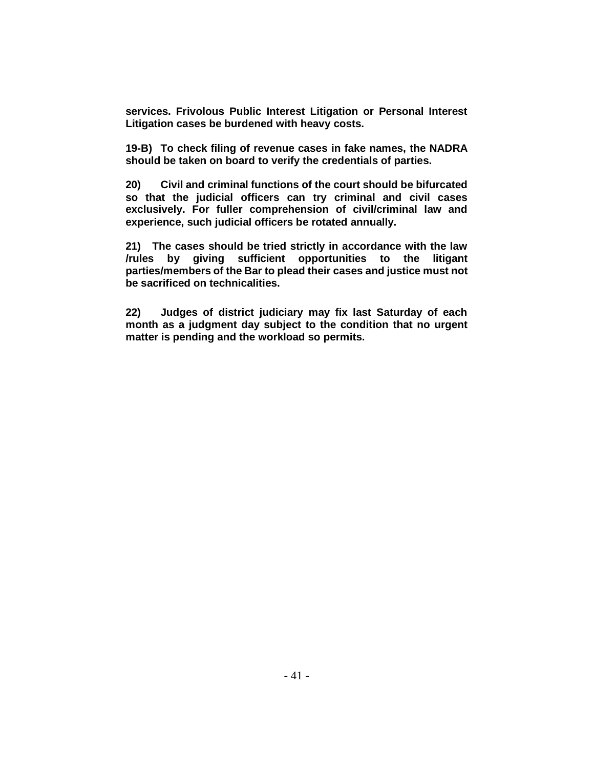**services. Frivolous Public Interest Litigation or Personal Interest Litigation cases be burdened with heavy costs.**

**19-B) To check filing of revenue cases in fake names, the NADRA should be taken on board to verify the credentials of parties.**

**20) Civil and criminal functions of the court should be bifurcated so that the judicial officers can try criminal and civil cases exclusively. For fuller comprehension of civil/criminal law and experience, such judicial officers be rotated annually.**

**21) The cases should be tried strictly in accordance with the law /rules by giving sufficient opportunities to the litigant parties/members of the Bar to plead their cases and justice must not be sacrificed on technicalities.**

**22) Judges of district judiciary may fix last Saturday of each month as a judgment day subject to the condition that no urgent matter is pending and the workload so permits.**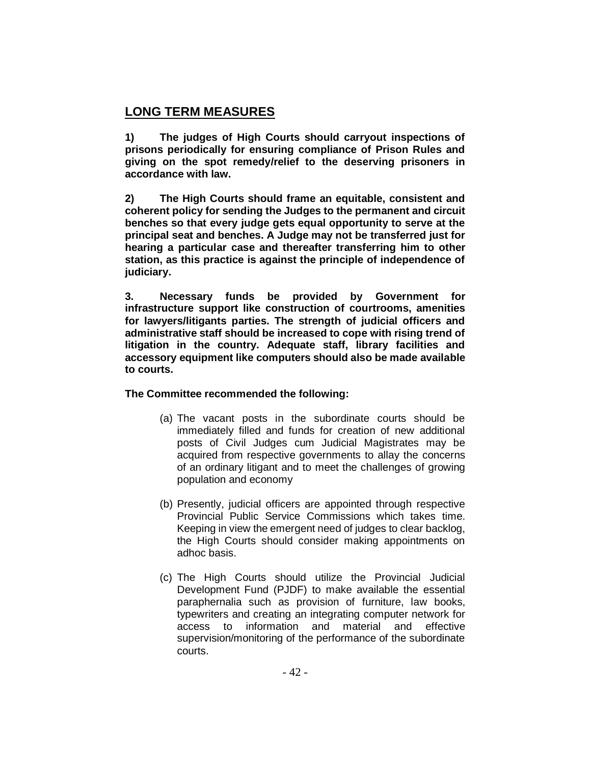## LONG TERM MEASURES

**1) The judges of High Courts should carryout inspections of prisons periodically for ensuring compliance of Prison Rules and giving on the spot remedy/relief to the deserving prisoners in accordance with law.**

**2) The High Courts should frame an equitable, consistent and coherent policy for sending the Judges to the permanent and circuit benches so that every judge gets equal opportunity to serve at the principal seat and benches. A Judge may not be transferred just for hearing a particular case and thereafter transferring him to other station, as this practice is against the principle of independence of judiciary.**

**3. Necessary funds be provided by Government for infrastructure support like construction of courtrooms, amenities for lawyers/litigants parties. The strength of judicial officers and administrative staff should be increased to cope with rising trend of litigation in the country. Adequate staff, library facilities and accessory equipment like computers should also be made available to courts.**

**The Committee recommended the following:**

(a) The vacant posts in the subordinate courts should be immediately filled and funds for creation of new additional posts of Civil Judges cum Judicial Magistrates may be acquired from respective governments to allay the concerns of an ordinary litigant and to meet the challenges of growing population and economy

(b) Presently, judicial officers are appointed through respective Provincial Public Service Commissions which takes time. Keeping in view the emergent need of judges to clear backlog, the High Courts should consider making appointments on adhoc basis.

(c) The High Courts should utilize the Provincial Judicial Development Fund (PJDF) to make available the essential paraphernalia such as provision of furniture, law books, typewriters and creating an integrating computer network for access to information and material and effective supervision/monitoring of the performance of the subordinate courts.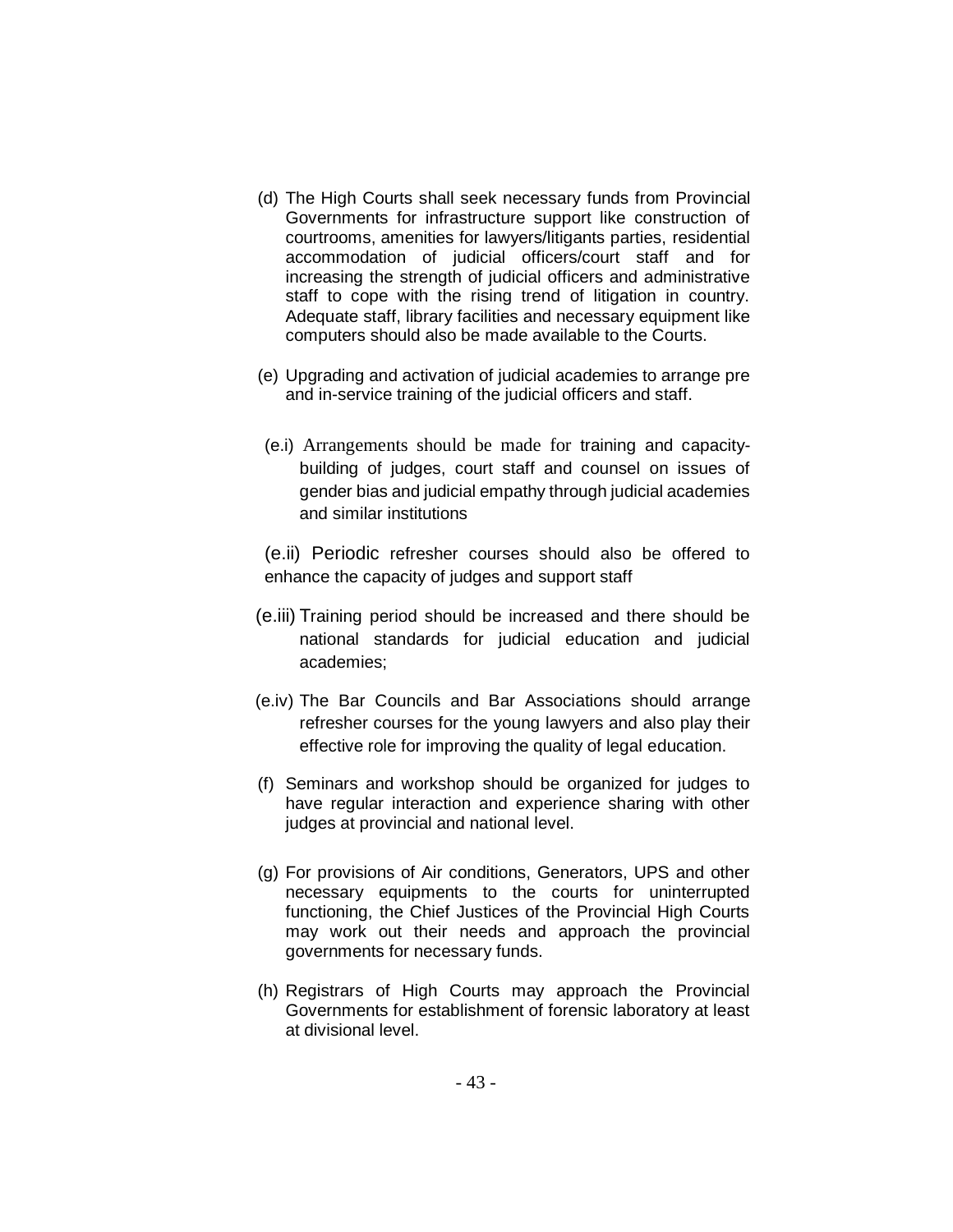(d) The High Courts shall seek necessary funds from Provincial Governments for infrastructure support like construction of courtrooms, amenities for lawyers/litigants parties, residential accommodation of judicial officers/court staff and for increasing the strength of judicial officers and administrative staff to cope with the rising trend of litigation in country. Adequate staff, library facilities and necessary equipment like computers should also be made available to the Courts.

(e) Upgrading and activation of judicial academies to arrange pre and in-service training of the judicial officers and staff.

(e.i) Arrangements should be made for training and capacity-building of judges, court staff and counsel on issues of gender bias and judicial empathy through judicial academies and similar institutions

(e.ii) Periodic refresher courses should also be offered to enhance the capacity of judges and support staff

(e.iii) Training period should be increased and there should be national standards for judicial education and judicial academies;

(e.iv) The Bar Councils and Bar Associations should arrange refresher courses for the young lawyers and also play their effective role for improving the quality of legal education.

(f) Seminars and workshop should be organized for judges to have regular interaction and experience sharing with other judges at provincial and national level.

(g) For provisions of Air conditions, Generators, UPS and other necessary equipments to the courts for uninterrupted functioning, the Chief Justices of the Provincial High Courts may work out their needs and approach the provincial governments for necessary funds.

(h) Registrars of High Courts may approach the Provincial Governments for establishment of forensic laboratory at least at divisional level.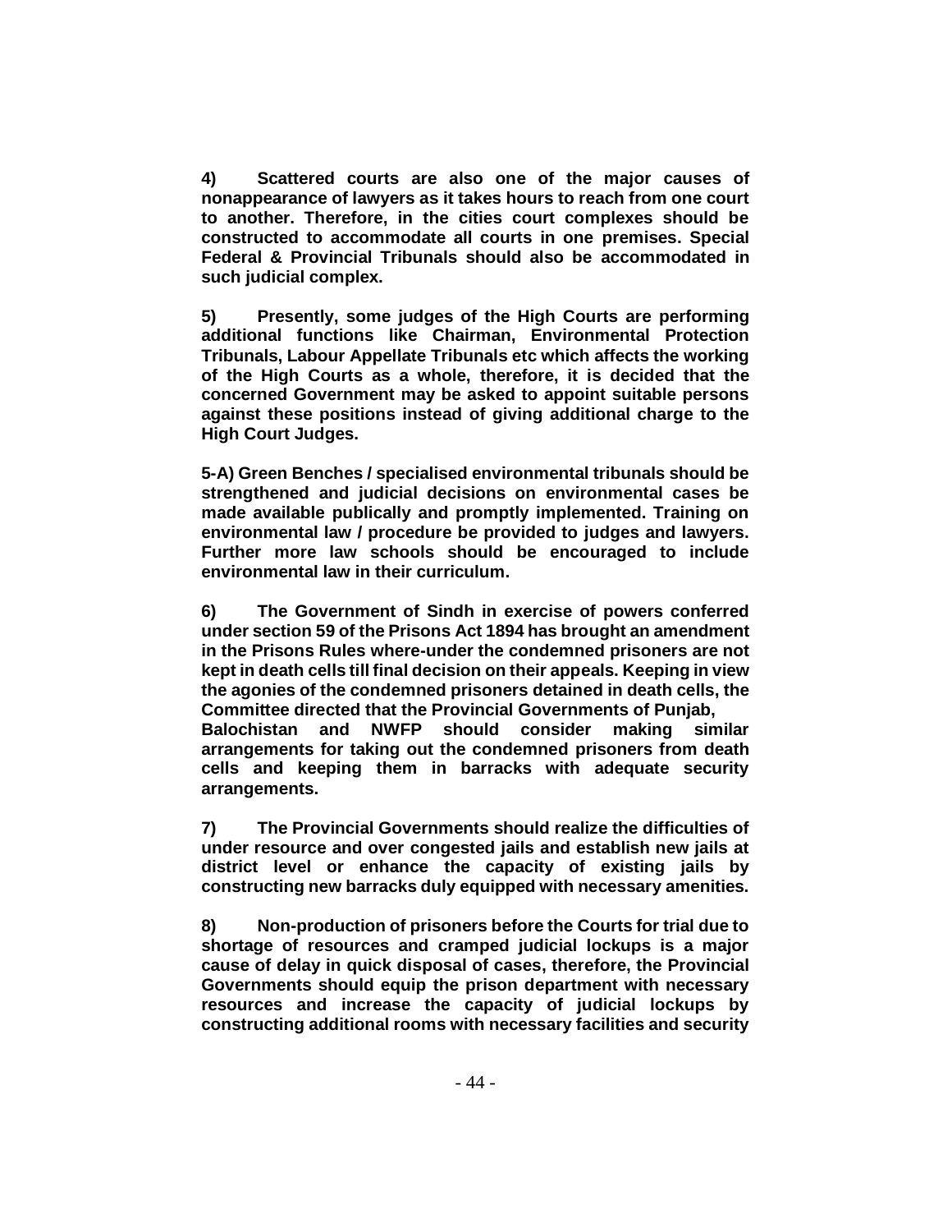**4) Scattered courts are also one of the major causes of nonappearance of lawyers as it takes hours to reach from one court to another. Therefore, in the cities court complexes should be constructed to accommodate all courts in one premises. Special Federal & Provincial Tribunals should also be accommodated in such judicial complex.**

**5) Presently, some judges of the High Courts are performing additional functions like Chairman, Environmental Protection Tribunals, Labour Appellate Tribunals etc which affects the working of the High Courts as a whole, therefore, it is decided that the concerned Government may be asked to appoint suitable persons against these positions instead of giving additional charge to the High Court Judges.**

**5-A) Green Benches / specialised environmental tribunals should be strengthened and judicial decisions on environmental cases be made available publically and promptly implemented. Training on environmental law / procedure be provided to judges and lawyers. Further more law schools should be encouraged to include environmental law in their curriculum.**

**6) The Government of Sindh in exercise of powers conferred under section 59 of the Prisons Act 1894 has brought an amendment in the Prisons Rules where-under the condemned prisoners are not kept in death cells till final decision on their appeals. Keeping in view the agonies of the condemned prisoners detained in death cells, the Committee directed that the Provincial Governments of Punjab, Balochistan and NWFP should consider making similar arrangements for taking out the condemned prisoners from death cells and keeping them in barracks with adequate security arrangements.**

**7) The Provincial Governments should realize the difficulties of under resource and over congested jails and establish new jails at district level or enhance the capacity of existing jails by constructing new barracks duly equipped with necessary amenities.**

**8) Non-production of prisoners before the Courts for trial due to shortage of resources and cramped judicial lockups is a major cause of delay in quick disposal of cases, therefore, the Provincial Governments should equip the prison department with necessary resources and increase the capacity of judicial lockups by constructing additional rooms with necessary facilities and security**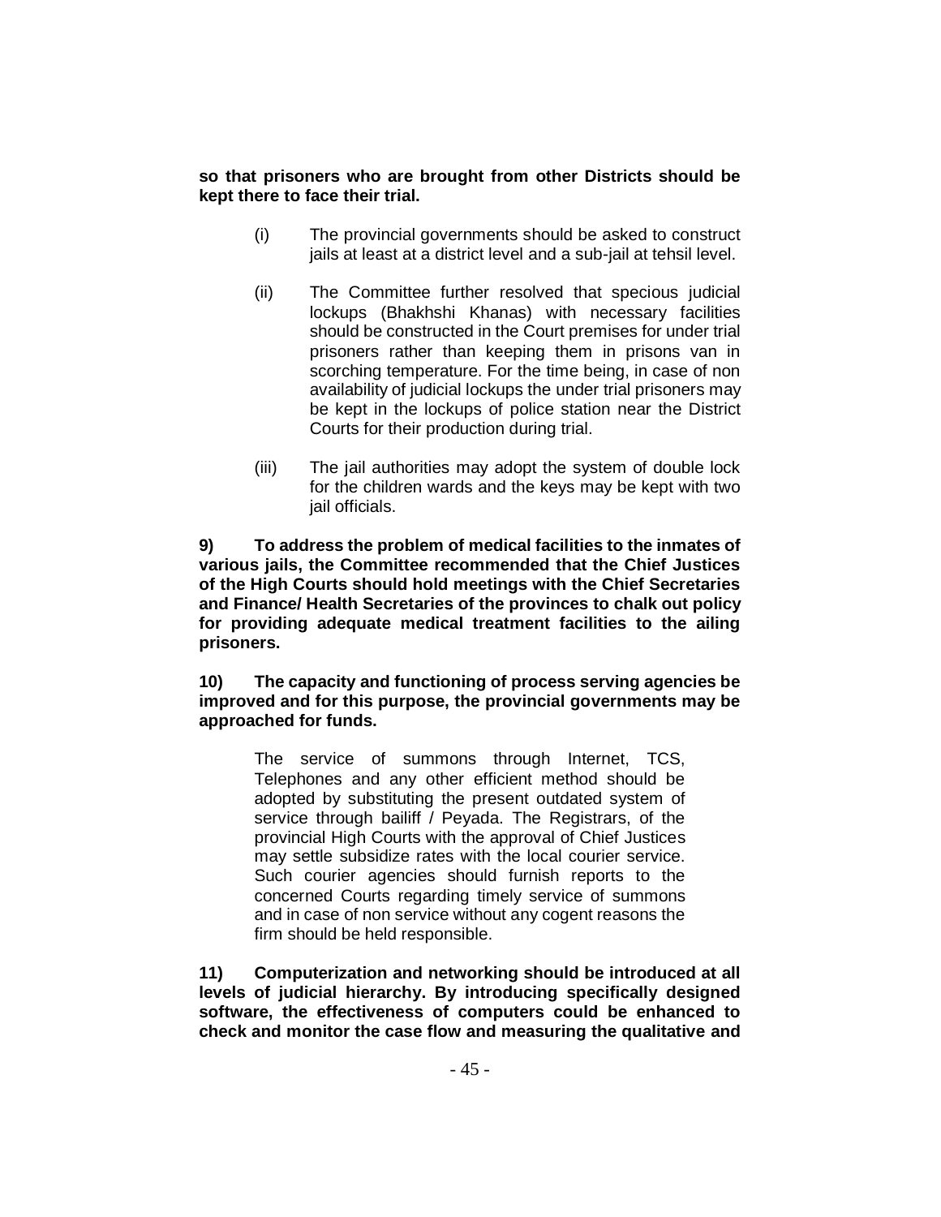**so that prisoners who are brought from other Districts should be kept there to face their trial.**

(i) The provincial governments should be asked to construct jails at least at a district level and a sub-jail at tehsil level.

(ii) The Committee further resolved that specious judicial lockups (Bhakhshi Khanas) with necessary facilities should be constructed in the Court premises for under trial prisoners rather than keeping them in prisons van in scorching temperature. For the time being, in case of non availability of judicial lockups the under trial prisoners may be kept in the lockups of police station near the District Courts for their production during trial.

(iii) The jail authorities may adopt the system of double lock for the children wards and the keys may be kept with two jail officials.

**9) To address the problem of medical facilities to the inmates of various jails, the Committee recommended that the Chief Justices of the High Courts should hold meetings with the Chief Secretaries and Finance/ Health Secretaries of the provinces to chalk out policy for providing adequate medical treatment facilities to the ailing prisoners.**

**10) The capacity and functioning of process serving agencies be improved and for this purpose, the provincial governments may be approached for funds.**

The service of summons through Internet, TCS, Telephones and any other efficient method should be adopted by substituting the present outdated system of service through bailiff / Peyada. The Registrars, of the provincial High Courts with the approval of Chief Justices may settle subsidize rates with the local courier service. Such courier agencies should furnish reports to the concerned Courts regarding timely service of summons and in case of non service without any cogent reasons the firm should be held responsible.

**11) Computerization and networking should be introduced at all levels of judicial hierarchy. By introducing specifically designed software, the effectiveness of computers could be enhanced to check and monitor the case flow and measuring the qualitative and**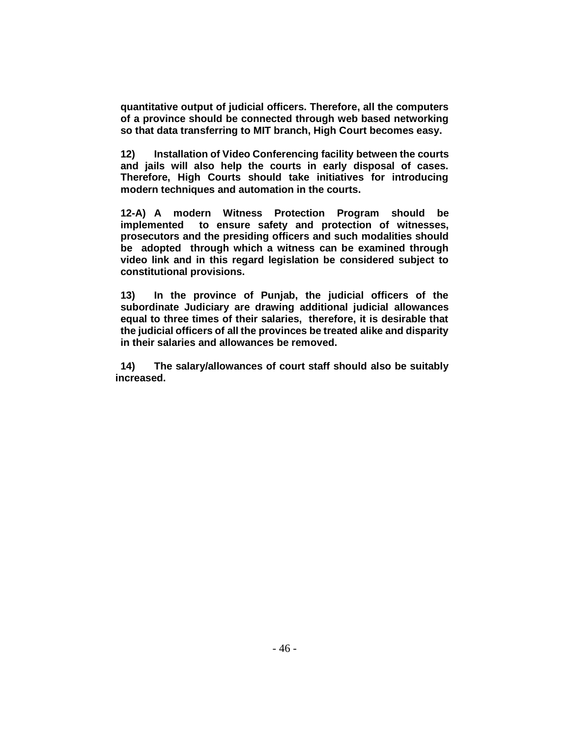**quantitative output of judicial officers. Therefore, all the computers of a province should be connected through web based networking so that data transferring to MIT branch, High Court becomes easy.**

**12) Installation of Video Conferencing facility between the courts and jails will also help the courts in early disposal of cases. Therefore, High Courts should take initiatives for introducing modern techniques and automation in the courts.**

**12-A) A modern Witness Protection Program should be implemented to ensure safety and protection of witnesses, prosecutors and the presiding officers and such modalities should be adopted through which a witness can be examined through video link and in this regard legislation be considered subject to constitutional provisions.**

**13) In the province of Punjab, the judicial officers of the subordinate Judiciary are drawing additional judicial allowances equal to three times of their salaries, therefore, it is desirable that the judicial officers of all the provinces be treated alike and disparity in their salaries and allowances be removed.**

**14) The salary/allowances of court staff should also be suitably increased.**